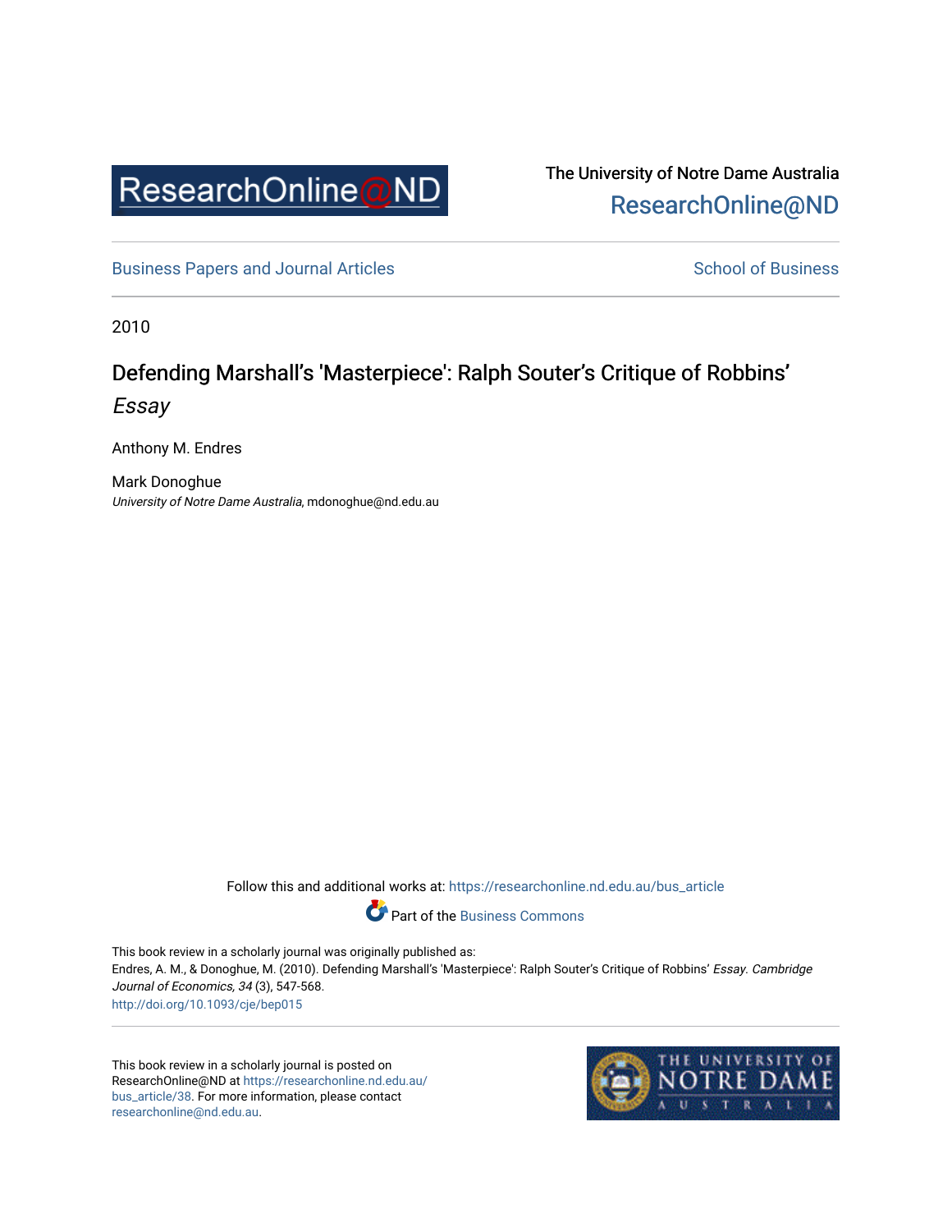The University of Notre Dame Australia

ResearchOnline@ND

Business Papers and Journal Articles

School of Business

2010

# Defending Marshall's 'Masterpiece': Ralph Souter's Critique of Robbins' *Essay*

Anthony M. Endres

Mark Donoghue
*University of Notre Dame Australia*, mdonoghue@nd.edu.au

Follow this and additional works at: https://researchonline.nd.edu.au/bus_article

Part of the Business Commons

This book review in a scholarly journal was originally published as:
Endres, A. M., & Donoghue, M. (2010). Defending Marshall's 'Masterpiece': Ralph Souter's Critique of Robbins' *Essay*. *Cambridge Journal of Economics, 34* (3), 547-568.
http://doi.org/10.1093/cje/bep015

This book review in a scholarly journal is posted on ResearchOnline@ND at https://researchonline.nd.edu.au/bus_article/38. For more information, please contact researchonline@nd.edu.au.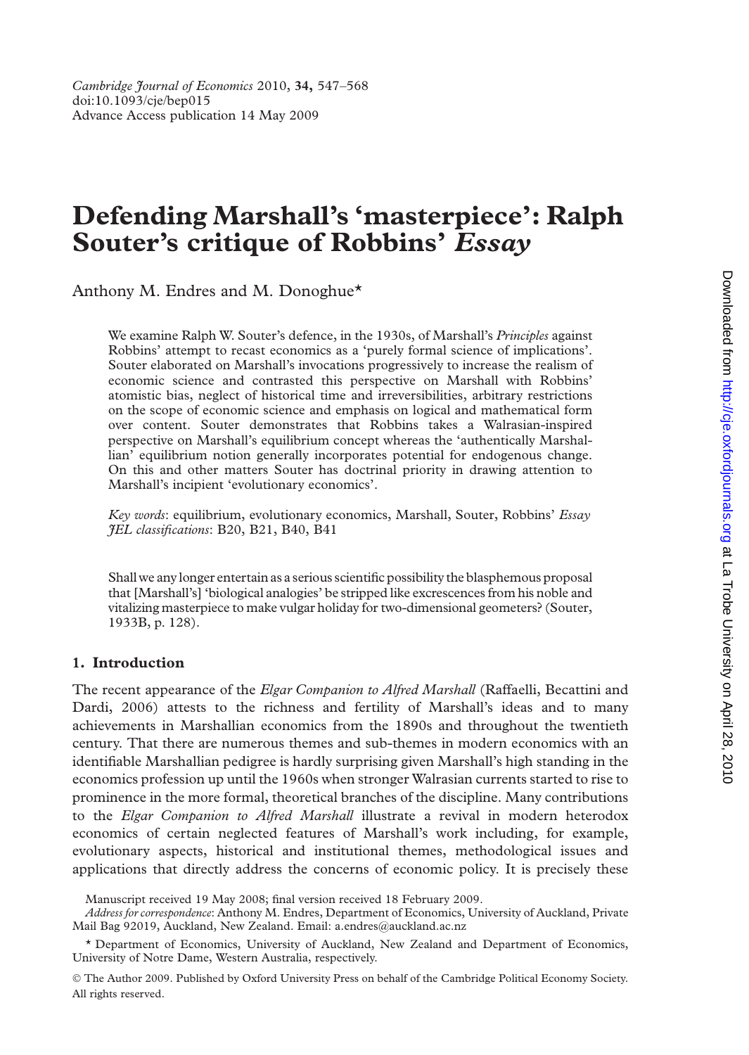# Defending Marshall's 'masterpiece': Ralph Souter's critique of Robbins' *Essay*

Anthony M. Endres and M. Donoghue*

We examine Ralph W. Souter's defence, in the 1930s, of Marshall's *Principles* against Robbins' attempt to recast economics as a 'purely formal science of implications'. Souter elaborated on Marshall's invocations progressively to increase the realism of economic science and contrasted this perspective on Marshall with Robbins' atomistic bias, neglect of historical time and irreversibilities, arbitrary restrictions on the scope of economic science and emphasis on logical and mathematical form over content. Souter demonstrates that Robbins takes a Walrasian-inspired perspective on Marshall's equilibrium concept whereas the 'authentically Marshallian' equilibrium notion generally incorporates potential for endogenous change. On this and other matters Souter has doctrinal priority in drawing attention to Marshall's incipient 'evolutionary economics'.

*Key words*: equilibrium, evolutionary economics, Marshall, Souter, Robbins' *Essay*
*JEL classifications*: B20, B21, B40, B41

Shall we any longer entertain as a serious scientific possibility the blasphemous proposal that [Marshall's] 'biological analogies' be stripped like excrescences from his noble and vitalizing masterpiece to make vulgar holiday for two-dimensional geometers? (Souter, 1933B, p. 128).

## 1. Introduction

The recent appearance of the *Elgar Companion to Alfred Marshall* (Raffaelli, Becattini and Dardi, 2006) attests to the richness and fertility of Marshall's ideas and to many achievements in Marshallian economics from the 1890s and throughout the twentieth century. That there are numerous themes and sub-themes in modern economics with an identifiable Marshallian pedigree is hardly surprising given Marshall's high standing in the economics profession up until the 1960s when stronger Walrasian currents started to rise to prominence in the more formal, theoretical branches of the discipline. Many contributions to the *Elgar Companion to Alfred Marshall* illustrate a revival in modern heterodox economics of certain neglected features of Marshall's work including, for example, evolutionary aspects, historical and institutional themes, methodological issues and applications that directly address the concerns of economic policy. It is precisely these

Manuscript received 19 May 2008; final version received 18 February 2009.

*Address for correspondence*: Anthony M. Endres, Department of Economics, University of Auckland, Private Mail Bag 92019, Auckland, New Zealand. Email: a.endres@auckland.ac.nz

\* Department of Economics, University of Auckland, New Zealand and Department of Economics, University of Notre Dame, Western Australia, respectively.

© The Author 2009. Published by Oxford University Press on behalf of the Cambridge Political Economy Society. All rights reserved.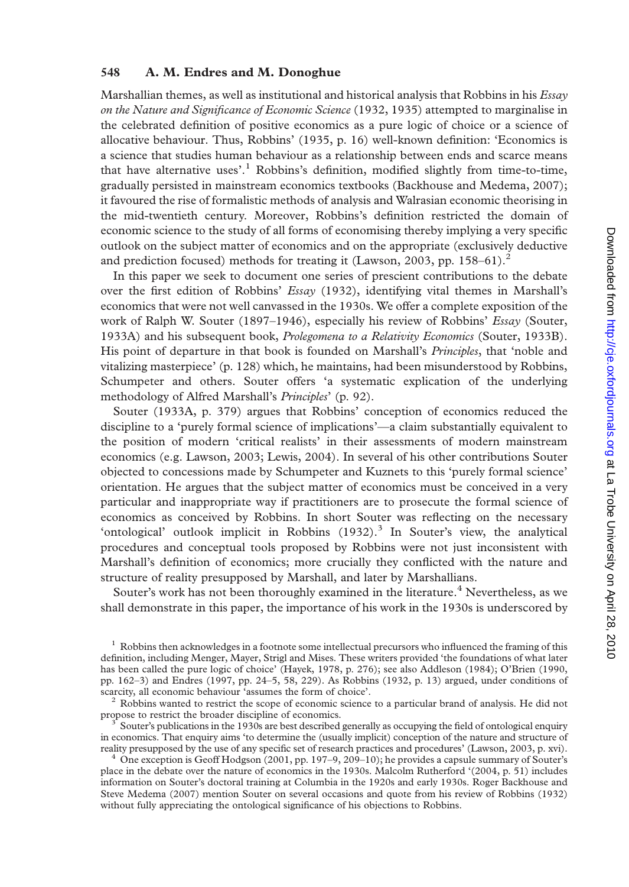Marshallian themes, as well as institutional and historical analysis that Robbins in his *Essay on the Nature and Significance of Economic Science* (1932, 1935) attempted to marginalise in the celebrated definition of positive economics as a pure logic of choice or a science of allocative behaviour. Thus, Robbins' (1935, p. 16) well-known definition: 'Economics is a science that studies human behaviour as a relationship between ends and scarce means that have alternative uses'.[1] Robbins's definition, modified slightly from time-to-time, gradually persisted in mainstream economics textbooks (Backhouse and Medema, 2007); it favoured the rise of formalistic methods of analysis and Walrasian economic theorising in the mid-twentieth century. Moreover, Robbins's definition restricted the domain of economic science to the study of all forms of economising thereby implying a very specific outlook on the subject matter of economics and on the appropriate (exclusively deductive and prediction focused) methods for treating it (Lawson, 2003, pp. 158–61).[2]

In this paper we seek to document one series of prescient contributions to the debate over the first edition of Robbins' *Essay* (1932), identifying vital themes in Marshall's economics that were not well canvassed in the 1930s. We offer a complete exposition of the work of Ralph W. Souter (1897–1946), especially his review of Robbins' *Essay* (Souter, 1933A) and his subsequent book, *Prolegomena to a Relativity Economics* (Souter, 1933B). His point of departure in that book is founded on Marshall's *Principles*, that 'noble and vitalizing masterpiece' (p. 128) which, he maintains, had been misunderstood by Robbins, Schumpeter and others. Souter offers 'a systematic explication of the underlying methodology of Alfred Marshall's *Principles*' (p. 92).

Souter (1933A, p. 379) argues that Robbins' conception of economics reduced the discipline to a 'purely formal science of implications'—a claim substantially equivalent to the position of modern 'critical realists' in their assessments of modern mainstream economics (e.g. Lawson, 2003; Lewis, 2004). In several of his other contributions Souter objected to concessions made by Schumpeter and Kuznets to this 'purely formal science' orientation. He argues that the subject matter of economics must be conceived in a very particular and inappropriate way if practitioners are to prosecute the formal science of economics as conceived by Robbins. In short Souter was reflecting on the necessary 'ontological' outlook implicit in Robbins (1932).[3] In Souter's view, the analytical procedures and conceptual tools proposed by Robbins were not just inconsistent with Marshall's definition of economics; more crucially they conflicted with the nature and structure of reality presupposed by Marshall, and later by Marshallians.

Souter's work has not been thoroughly examined in the literature.[4] Nevertheless, as we shall demonstrate in this paper, the importance of his work in the 1930s is underscored by

[1] Robbins then acknowledges in a footnote some intellectual precursors who influenced the framing of this definition, including Menger, Mayer, Strigl and Mises. These writers provided 'the foundations of what later has been called the pure logic of choice' (Hayek, 1978, p. 276); see also Addleson (1984); O'Brien (1990, pp. 162–3) and Endres (1997, pp. 24–5, 58, 229). As Robbins (1932, p. 13) argued, under conditions of scarcity, all economic behaviour 'assumes the form of choice'.

[2] Robbins wanted to restrict the scope of economic science to a particular brand of analysis. He did not propose to restrict the broader discipline of economics.

[3] Souter's publications in the 1930s are best described generally as occupying the field of ontological enquiry in economics. That enquiry aims 'to determine the (usually implicit) conception of the nature and structure of reality presupposed by the use of any specific set of research practices and procedures' (Lawson, 2003, p. xvi).

[4] One exception is Geoff Hodgson (2001, pp. 197–9, 209–10); he provides a capsule summary of Souter's place in the debate over the nature of economics in the 1930s. Malcolm Rutherford '(2004, p. 51) includes information on Souter's doctoral training at Columbia in the 1920s and early 1930s. Roger Backhouse and Steve Medema (2007) mention Souter on several occasions and quote from his review of Robbins (1932) without fully appreciating the ontological significance of his objections to Robbins.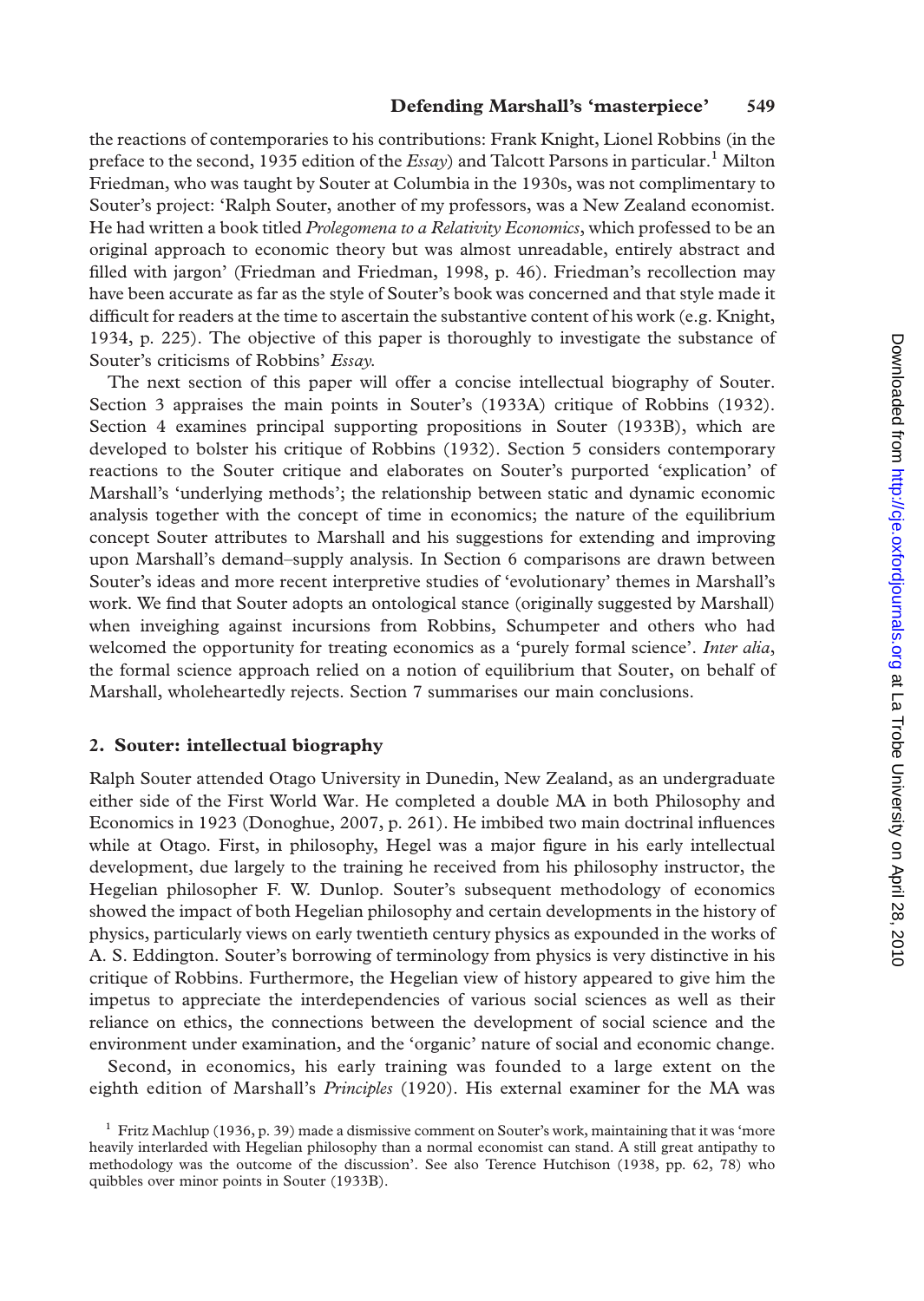the reactions of contemporaries to his contributions: Frank Knight, Lionel Robbins (in the preface to the second, 1935 edition of the *Essay*) and Talcott Parsons in particular.[1] Milton Friedman, who was taught by Souter at Columbia in the 1930s, was not complimentary to Souter's project: 'Ralph Souter, another of my professors, was a New Zealand economist. He had written a book titled *Prolegomena to a Relativity Economics*, which professed to be an original approach to economic theory but was almost unreadable, entirely abstract and filled with jargon' (Friedman and Friedman, 1998, p. 46). Friedman's recollection may have been accurate as far as the style of Souter's book was concerned and that style made it difficult for readers at the time to ascertain the substantive content of his work (e.g. Knight, 1934, p. 225). The objective of this paper is thoroughly to investigate the substance of Souter's criticisms of Robbins' *Essay*.

The next section of this paper will offer a concise intellectual biography of Souter. Section 3 appraises the main points in Souter's (1933A) critique of Robbins (1932). Section 4 examines principal supporting propositions in Souter (1933B), which are developed to bolster his critique of Robbins (1932). Section 5 considers contemporary reactions to the Souter critique and elaborates on Souter's purported 'explication' of Marshall's 'underlying methods'; the relationship between static and dynamic economic analysis together with the concept of time in economics; the nature of the equilibrium concept Souter attributes to Marshall and his suggestions for extending and improving upon Marshall's demand–supply analysis. In Section 6 comparisons are drawn between Souter's ideas and more recent interpretive studies of 'evolutionary' themes in Marshall's work. We find that Souter adopts an ontological stance (originally suggested by Marshall) when inveighing against incursions from Robbins, Schumpeter and others who had welcomed the opportunity for treating economics as a 'purely formal science'. *Inter alia*, the formal science approach relied on a notion of equilibrium that Souter, on behalf of Marshall, wholeheartedly rejects. Section 7 summarises our main conclusions.

## 2. Souter: intellectual biography

Ralph Souter attended Otago University in Dunedin, New Zealand, as an undergraduate either side of the First World War. He completed a double MA in both Philosophy and Economics in 1923 (Donoghue, 2007, p. 261). He imbibed two main doctrinal influences while at Otago. First, in philosophy, Hegel was a major figure in his early intellectual development, due largely to the training he received from his philosophy instructor, the Hegelian philosopher F. W. Dunlop. Souter's subsequent methodology of economics showed the impact of both Hegelian philosophy and certain developments in the history of physics, particularly views on early twentieth century physics as expounded in the works of A. S. Eddington. Souter's borrowing of terminology from physics is very distinctive in his critique of Robbins. Furthermore, the Hegelian view of history appeared to give him the impetus to appreciate the interdependencies of various social sciences as well as their reliance on ethics, the connections between the development of social science and the environment under examination, and the 'organic' nature of social and economic change.

Second, in economics, his early training was founded to a large extent on the eighth edition of Marshall's *Principles* (1920). His external examiner for the MA was

[1] Fritz Machlup (1936, p. 39) made a dismissive comment on Souter's work, maintaining that it was 'more heavily interlarded with Hegelian philosophy than a normal economist can stand. A still great antipathy to methodology was the outcome of the discussion'. See also Terence Hutchison (1938, pp. 62, 78) who quibbles over minor points in Souter (1933B).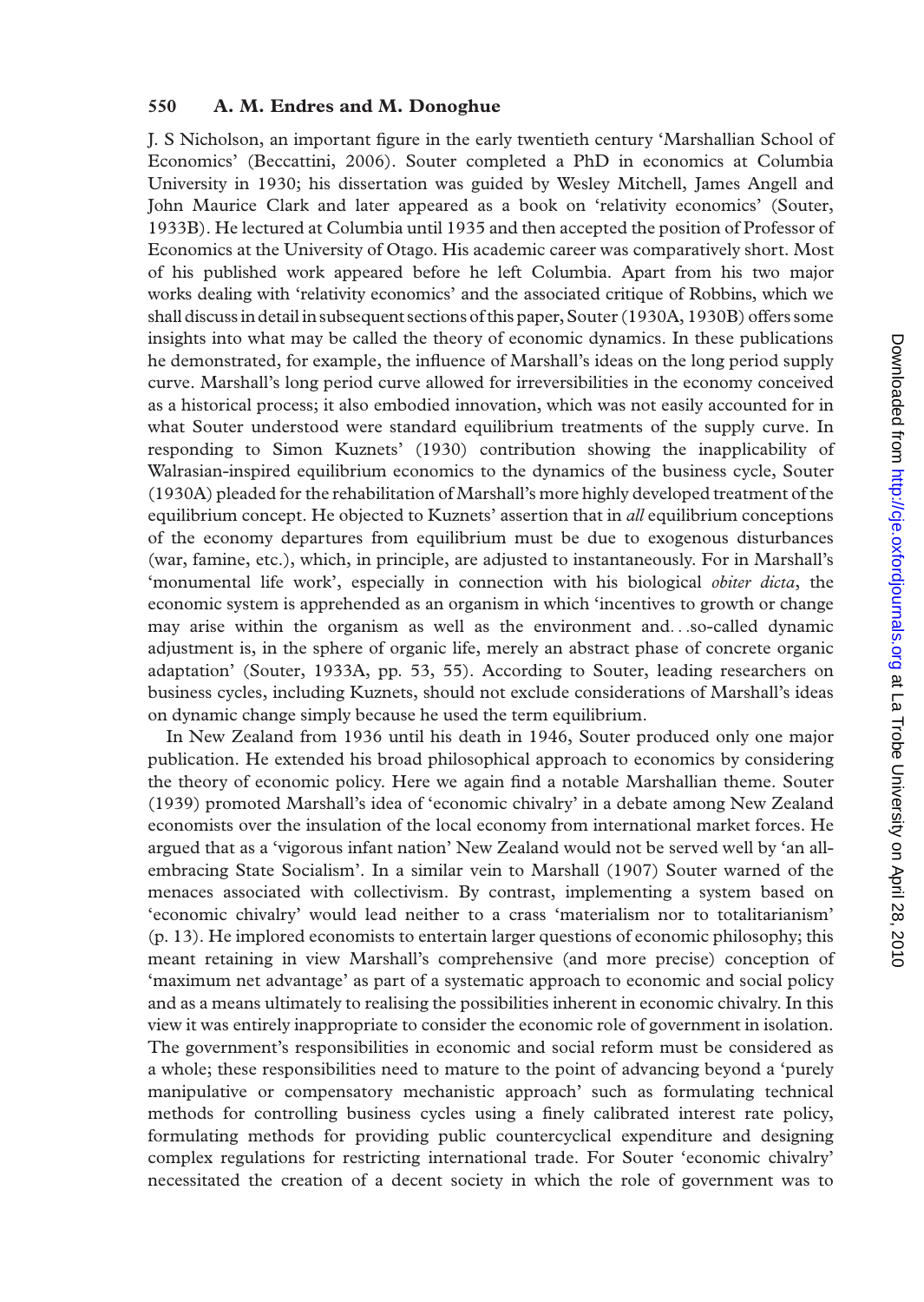J. S Nicholson, an important figure in the early twentieth century 'Marshallian School of Economics' (Beccattini, 2006). Souter completed a PhD in economics at Columbia University in 1930; his dissertation was guided by Wesley Mitchell, James Angell and John Maurice Clark and later appeared as a book on 'relativity economics' (Souter, 1933B). He lectured at Columbia until 1935 and then accepted the position of Professor of Economics at the University of Otago. His academic career was comparatively short. Most of his published work appeared before he left Columbia. Apart from his two major works dealing with 'relativity economics' and the associated critique of Robbins, which we shall discuss in detail in subsequent sections of this paper, Souter (1930A, 1930B) offers some insights into what may be called the theory of economic dynamics. In these publications he demonstrated, for example, the influence of Marshall's ideas on the long period supply curve. Marshall's long period curve allowed for irreversibilities in the economy conceived as a historical process; it also embodied innovation, which was not easily accounted for in what Souter understood were standard equilibrium treatments of the supply curve. In responding to Simon Kuznets' (1930) contribution showing the inapplicability of Walrasian-inspired equilibrium economics to the dynamics of the business cycle, Souter (1930A) pleaded for the rehabilitation of Marshall's more highly developed treatment of the equilibrium concept. He objected to Kuznets' assertion that in *all* equilibrium conceptions of the economy departures from equilibrium must be due to exogenous disturbances (war, famine, etc.), which, in principle, are adjusted to instantaneously. For in Marshall's 'monumental life work', especially in connection with his biological *obiter dicta*, the economic system is apprehended as an organism in which 'incentives to growth or change may arise within the organism as well as the environment and...so-called dynamic adjustment is, in the sphere of organic life, merely an abstract phase of concrete organic adaptation' (Souter, 1933A, pp. 53, 55). According to Souter, leading researchers on business cycles, including Kuznets, should not exclude considerations of Marshall's ideas on dynamic change simply because he used the term equilibrium.

In New Zealand from 1936 until his death in 1946, Souter produced only one major publication. He extended his broad philosophical approach to economics by considering the theory of economic policy. Here we again find a notable Marshallian theme. Souter (1939) promoted Marshall's idea of 'economic chivalry' in a debate among New Zealand economists over the insulation of the local economy from international market forces. He argued that as a 'vigorous infant nation' New Zealand would not be served well by 'an all-embracing State Socialism'. In a similar vein to Marshall (1907) Souter warned of the menaces associated with collectivism. By contrast, implementing a system based on 'economic chivalry' would lead neither to a crass 'materialism nor to totalitarianism' (p. 13). He implored economists to entertain larger questions of economic philosophy; this meant retaining in view Marshall's comprehensive (and more precise) conception of 'maximum net advantage' as part of a systematic approach to economic and social policy and as a means ultimately to realising the possibilities inherent in economic chivalry. In this view it was entirely inappropriate to consider the economic role of government in isolation. The government's responsibilities in economic and social reform must be considered as a whole; these responsibilities need to mature to the point of advancing beyond a 'purely manipulative or compensatory mechanistic approach' such as formulating technical methods for controlling business cycles using a finely calibrated interest rate policy, formulating methods for providing public countercyclical expenditure and designing complex regulations for restricting international trade. For Souter 'economic chivalry' necessitated the creation of a decent society in which the role of government was to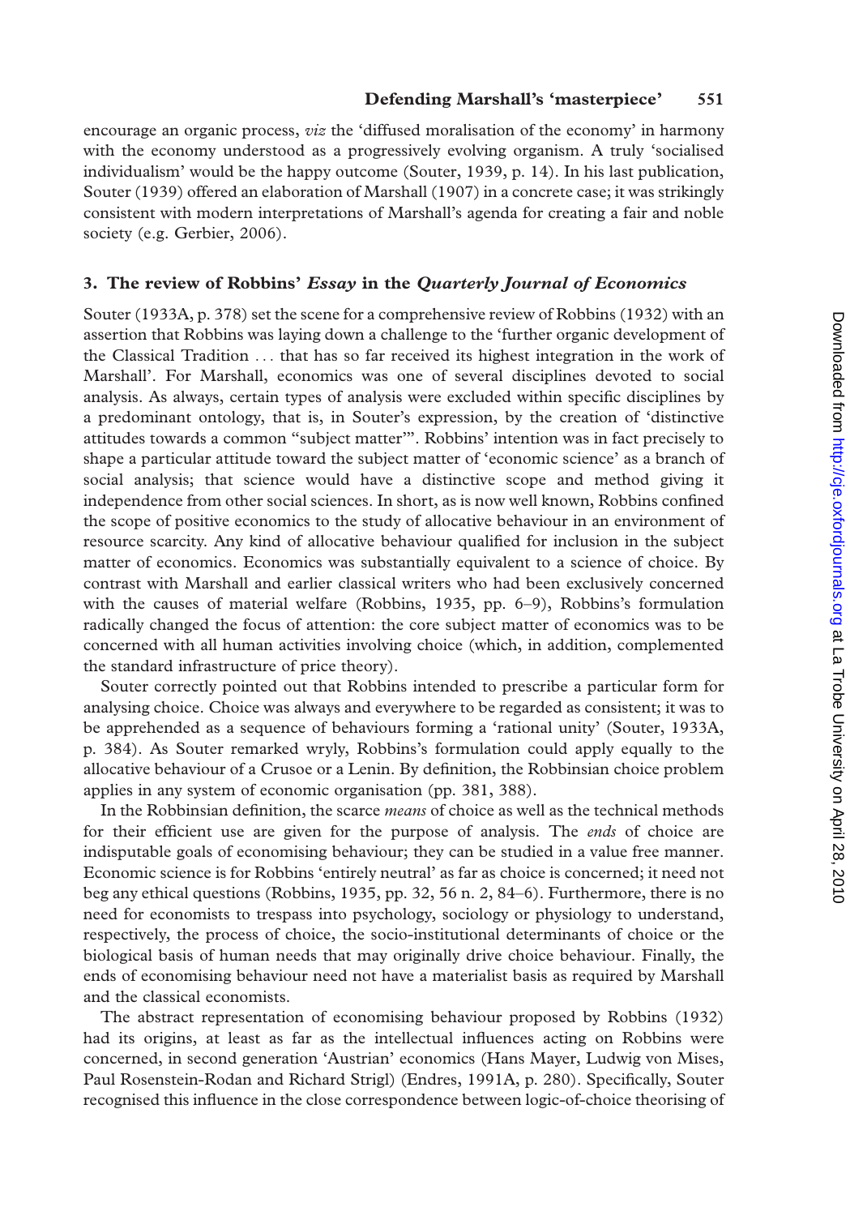encourage an organic process, *viz* the 'diffused moralisation of the economy' in harmony with the economy understood as a progressively evolving organism. A truly 'socialised individualism' would be the happy outcome (Souter, 1939, p. 14). In his last publication, Souter (1939) offered an elaboration of Marshall (1907) in a concrete case; it was strikingly consistent with modern interpretations of Marshall's agenda for creating a fair and noble society (e.g. Gerbier, 2006).

## 3. The review of Robbins' *Essay* in the *Quarterly Journal of Economics*

Souter (1933A, p. 378) set the scene for a comprehensive review of Robbins (1932) with an assertion that Robbins was laying down a challenge to the 'further organic development of the Classical Tradition ... that has so far received its highest integration in the work of Marshall'. For Marshall, economics was one of several disciplines devoted to social analysis. As always, certain types of analysis were excluded within specific disciplines by a predominant ontology, that is, in Souter's expression, by the creation of 'distinctive attitudes towards a common "subject matter"'. Robbins' intention was in fact precisely to shape a particular attitude toward the subject matter of 'economic science' as a branch of social analysis; that science would have a distinctive scope and method giving it independence from other social sciences. In short, as is now well known, Robbins confined the scope of positive economics to the study of allocative behaviour in an environment of resource scarcity. Any kind of allocative behaviour qualified for inclusion in the subject matter of economics. Economics was substantially equivalent to a science of choice. By contrast with Marshall and earlier classical writers who had been exclusively concerned with the causes of material welfare (Robbins, 1935, pp. 6–9), Robbins's formulation radically changed the focus of attention: the core subject matter of economics was to be concerned with all human activities involving choice (which, in addition, complemented the standard infrastructure of price theory).

Souter correctly pointed out that Robbins intended to prescribe a particular form for analysing choice. Choice was always and everywhere to be regarded as consistent; it was to be apprehended as a sequence of behaviours forming a 'rational unity' (Souter, 1933A, p. 384). As Souter remarked wryly, Robbins's formulation could apply equally to the allocative behaviour of a Crusoe or a Lenin. By definition, the Robbinsian choice problem applies in any system of economic organisation (pp. 381, 388).

In the Robbinsian definition, the scarce *means* of choice as well as the technical methods for their efficient use are given for the purpose of analysis. The *ends* of choice are indisputable goals of economising behaviour; they can be studied in a value free manner. Economic science is for Robbins 'entirely neutral' as far as choice is concerned; it need not beg any ethical questions (Robbins, 1935, pp. 32, 56 n. 2, 84–6). Furthermore, there is no need for economists to trespass into psychology, sociology or physiology to understand, respectively, the process of choice, the socio-institutional determinants of choice or the biological basis of human needs that may originally drive choice behaviour. Finally, the ends of economising behaviour need not have a materialist basis as required by Marshall and the classical economists.

The abstract representation of economising behaviour proposed by Robbins (1932) had its origins, at least as far as the intellectual influences acting on Robbins were concerned, in second generation 'Austrian' economics (Hans Mayer, Ludwig von Mises, Paul Rosenstein-Rodan and Richard Strigl) (Endres, 1991A, p. 280). Specifically, Souter recognised this influence in the close correspondence between logic-of-choice theorising of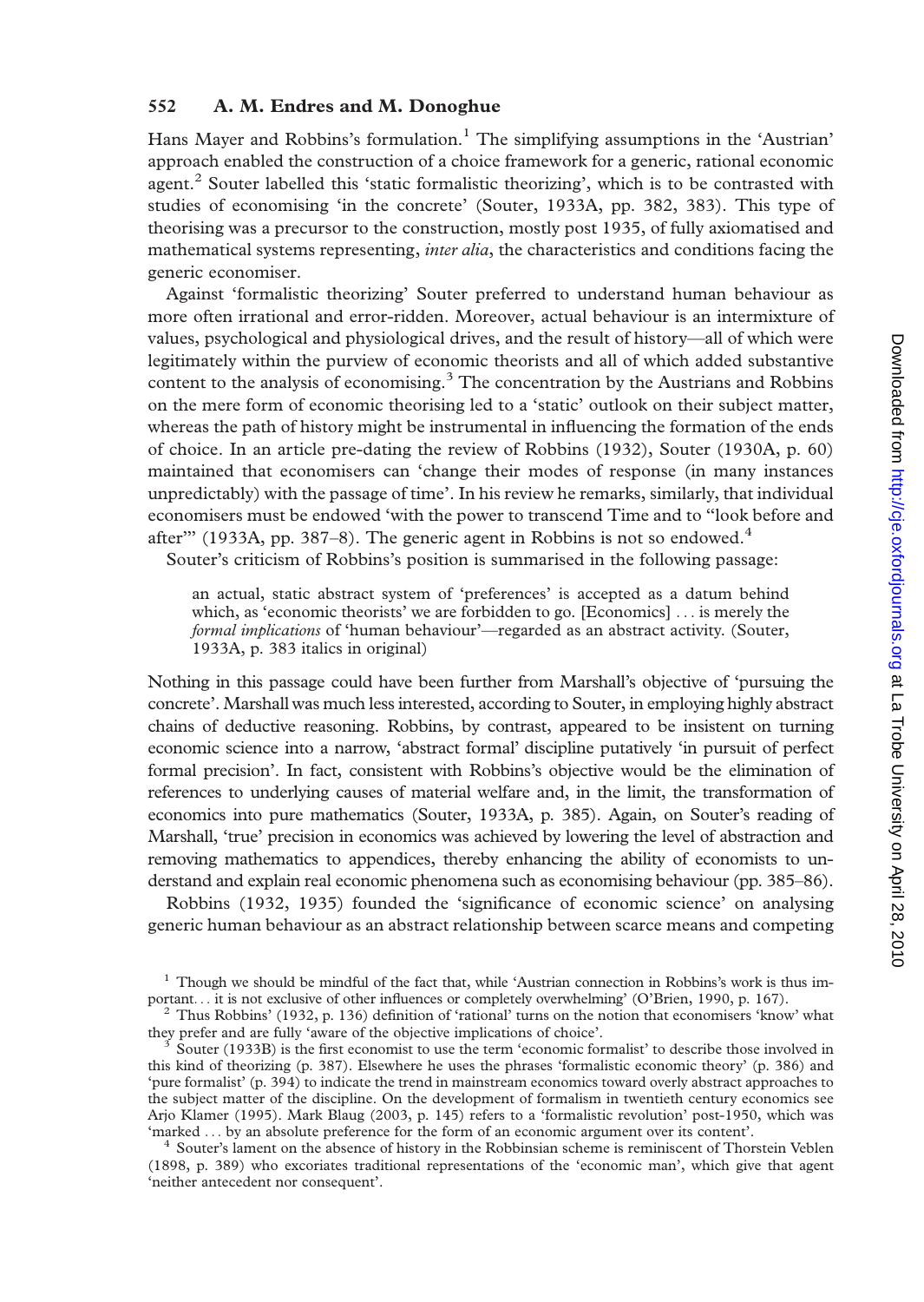Hans Mayer and Robbins's formulation.[1] The simplifying assumptions in the 'Austrian' approach enabled the construction of a choice framework for a generic, rational economic agent.[2] Souter labelled this 'static formalistic theorizing', which is to be contrasted with studies of economising 'in the concrete' (Souter, 1933A, pp. 382, 383). This type of theorising was a precursor to the construction, mostly post 1935, of fully axiomatised and mathematical systems representing, *inter alia*, the characteristics and conditions facing the generic economiser.

Against 'formalistic theorizing' Souter preferred to understand human behaviour as more often irrational and error-ridden. Moreover, actual behaviour is an intermixture of values, psychological and physiological drives, and the result of history—all of which were legitimately within the purview of economic theorists and all of which added substantive content to the analysis of economising.[3] The concentration by the Austrians and Robbins on the mere form of economic theorising led to a 'static' outlook on their subject matter, whereas the path of history might be instrumental in influencing the formation of the ends of choice. In an article pre-dating the review of Robbins (1932), Souter (1930A, p. 60) maintained that economisers can 'change their modes of response (in many instances unpredictably) with the passage of time'. In his review he remarks, similarly, that individual economisers must be endowed 'with the power to transcend Time and to "look before and after"' (1933A, pp. 387–8). The generic agent in Robbins is not so endowed.[4]

Souter's criticism of Robbins's position is summarised in the following passage:

> an actual, static abstract system of 'preferences' is accepted as a datum behind which, as 'economic theorists' we are forbidden to go. [Economics] ... is merely the *formal implications* of 'human behaviour'—regarded as an abstract activity. (Souter, 1933A, p. 383 italics in original)

Nothing in this passage could have been further from Marshall's objective of 'pursuing the concrete'. Marshall was much less interested, according to Souter, in employing highly abstract chains of deductive reasoning. Robbins, by contrast, appeared to be insistent on turning economic science into a narrow, 'abstract formal' discipline putatively 'in pursuit of perfect formal precision'. In fact, consistent with Robbins's objective would be the elimination of references to underlying causes of material welfare and, in the limit, the transformation of economics into pure mathematics (Souter, 1933A, p. 385). Again, on Souter's reading of Marshall, 'true' precision in economics was achieved by lowering the level of abstraction and removing mathematics to appendices, thereby enhancing the ability of economists to understand and explain real economic phenomena such as economising behaviour (pp. 385–86).

Robbins (1932, 1935) founded the 'significance of economic science' on analysing generic human behaviour as an abstract relationship between scarce means and competing

---

[1] Though we should be mindful of the fact that, while 'Austrian connection in Robbins's work is thus important... it is not exclusive of other influences or completely overwhelming' (O'Brien, 1990, p. 167).

[2] Thus Robbins' (1932, p. 136) definition of 'rational' turns on the notion that economisers 'know' what they prefer and are fully 'aware of the objective implications of choice'.

[3] Souter (1933B) is the first economist to use the term 'economic formalist' to describe those involved in this kind of theorizing (p. 387). Elsewhere he uses the phrases 'formalistic economic theory' (p. 386) and 'pure formalist' (p. 394) to indicate the trend in mainstream economics toward overly abstract approaches to the subject matter of the discipline. On the development of formalism in twentieth century economics see Arjo Klamer (1995). Mark Blaug (2003, p. 145) refers to a 'formalistic revolution' post-1950, which was 'marked ... by an absolute preference for the form of an economic argument over its content'.

[4] Souter's lament on the absence of history in the Robbinsian scheme is reminiscent of Thorstein Veblen (1898, p. 389) who excoriates traditional representations of the 'economic man', which give that agent 'neither antecedent nor consequent'.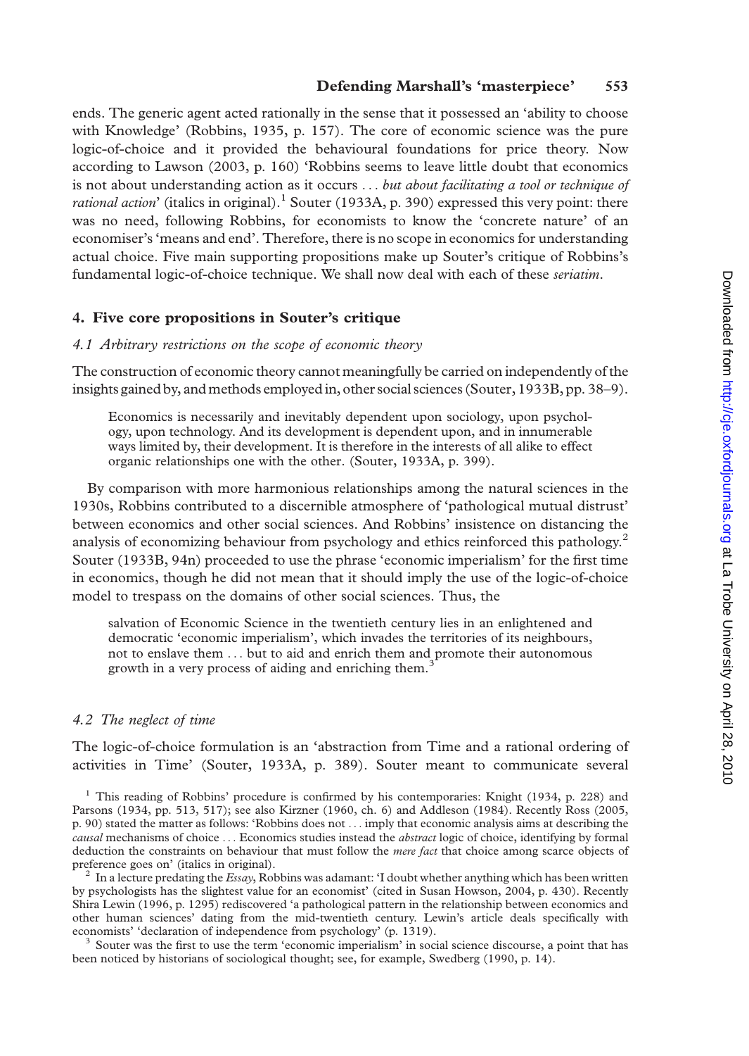ends. The generic agent acted rationally in the sense that it possessed an 'ability to choose with Knowledge' (Robbins, 1935, p. 157). The core of economic science was the pure logic-of-choice and it provided the behavioural foundations for price theory. Now according to Lawson (2003, p. 160) 'Robbins seems to leave little doubt that economics is not about understanding action as it occurs ... *but about facilitating a tool or technique of rational action*' (italics in original).[1] Souter (1933A, p. 390) expressed this very point: there was no need, following Robbins, for economists to know the 'concrete nature' of an economiser's 'means and end'. Therefore, there is no scope in economics for understanding actual choice. Five main supporting propositions make up Souter's critique of Robbins's fundamental logic-of-choice technique. We shall now deal with each of these *seriatim*.

## 4. Five core propositions in Souter's critique

### 4.1 Arbitrary restrictions on the scope of economic theory

The construction of economic theory cannot meaningfully be carried on independently of the insights gained by, and methods employed in, other social sciences (Souter, 1933B, pp. 38–9).

> Economics is necessarily and inevitably dependent upon sociology, upon psychology, upon technology. And its development is dependent upon, and in innumerable ways limited by, their development. It is therefore in the interests of all alike to effect organic relationships one with the other. (Souter, 1933A, p. 399).

By comparison with more harmonious relationships among the natural sciences in the 1930s, Robbins contributed to a discernible atmosphere of 'pathological mutual distrust' between economics and other social sciences. And Robbins' insistence on distancing the analysis of economizing behaviour from psychology and ethics reinforced this pathology.[2] Souter (1933B, 94n) proceeded to use the phrase 'economic imperialism' for the first time in economics, though he did not mean that it should imply the use of the logic-of-choice model to trespass on the domains of other social sciences. Thus, the

> salvation of Economic Science in the twentieth century lies in an enlightened and democratic 'economic imperialism', which invades the territories of its neighbours, not to enslave them ... but to aid and enrich them and promote their autonomous growth in a very process of aiding and enriching them.[3]

### 4.2 The neglect of time

The logic-of-choice formulation is an 'abstraction from Time and a rational ordering of activities in Time' (Souter, 1933A, p. 389). Souter meant to communicate several

---

[1] This reading of Robbins' procedure is confirmed by his contemporaries: Knight (1934, p. 228) and Parsons (1934, pp. 513, 517); see also Kirzner (1960, ch. 6) and Addleson (1984). Recently Ross (2005, p. 90) stated the matter as follows: 'Robbins does not ... imply that economic analysis aims at describing the *causal* mechanisms of choice ... Economics studies instead the *abstract* logic of choice, identifying by formal deduction the constraints on behaviour that must follow the *mere fact* that choice among scarce objects of preference goes on' (italics in original).

[2] In a lecture predating the *Essay*, Robbins was adamant: 'I doubt whether anything which has been written by psychologists has the slightest value for an economist' (cited in Susan Howson, 2004, p. 430). Recently Shira Lewin (1996, p. 1295) rediscovered 'a pathological pattern in the relationship between economics and other human sciences' dating from the mid-twentieth century. Lewin's article deals specifically with economists' 'declaration of independence from psychology' (p. 1319).

[3] Souter was the first to use the term 'economic imperialism' in social science discourse, a point that has been noticed by historians of sociological thought; see, for example, Swedberg (1990, p. 14).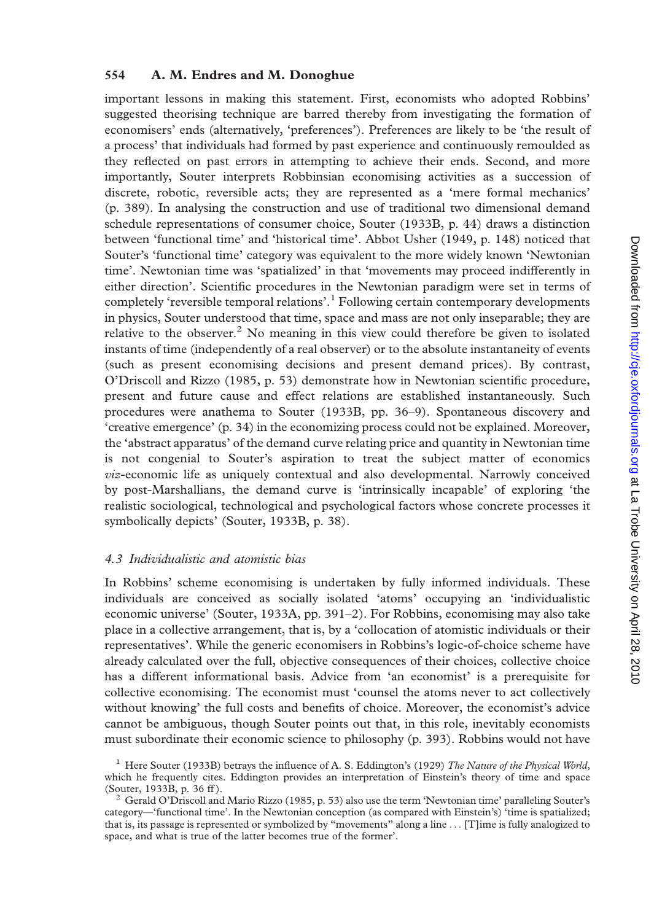important lessons in making this statement. First, economists who adopted Robbins' suggested theorising technique are barred thereby from investigating the formation of economisers' ends (alternatively, 'preferences'). Preferences are likely to be 'the result of a process' that individuals had formed by past experience and continuously remoulded as they reflected on past errors in attempting to achieve their ends. Second, and more importantly, Souter interprets Robbinsian economising activities as a succession of discrete, robotic, reversible acts; they are represented as a 'mere formal mechanics' (p. 389). In analysing the construction and use of traditional two dimensional demand schedule representations of consumer choice, Souter (1933B, p. 44) draws a distinction between 'functional time' and 'historical time'. Abbot Usher (1949, p. 148) noticed that Souter's 'functional time' category was equivalent to the more widely known 'Newtonian time'. Newtonian time was 'spatialized' in that 'movements may proceed indifferently in either direction'. Scientific procedures in the Newtonian paradigm were set in terms of completely 'reversible temporal relations'.[1] Following certain contemporary developments in physics, Souter understood that time, space and mass are not only inseparable; they are relative to the observer.[2] No meaning in this view could therefore be given to isolated instants of time (independently of a real observer) or to the absolute instantaneity of events (such as present economising decisions and present demand prices). By contrast, O'Driscoll and Rizzo (1985, p. 53) demonstrate how in Newtonian scientific procedure, present and future cause and effect relations are established instantaneously. Such procedures were anathema to Souter (1933B, pp. 36–9). Spontaneous discovery and 'creative emergence' (p. 34) in the economizing process could not be explained. Moreover, the 'abstract apparatus' of the demand curve relating price and quantity in Newtonian time is not congenial to Souter's aspiration to treat the subject matter of economics *viz*-economic life as uniquely contextual and also developmental. Narrowly conceived by post-Marshallians, the demand curve is 'intrinsically incapable' of exploring 'the realistic sociological, technological and psychological factors whose concrete processes it symbolically depicts' (Souter, 1933B, p. 38).

### *4.3 Individualistic and atomistic bias*

In Robbins' scheme economising is undertaken by fully informed individuals. These individuals are conceived as socially isolated 'atoms' occupying an 'individualistic economic universe' (Souter, 1933A, pp. 391–2). For Robbins, economising may also take place in a collective arrangement, that is, by a 'collocation of atomistic individuals or their representatives'. While the generic economisers in Robbins's logic-of-choice scheme have already calculated over the full, objective consequences of their choices, collective choice has a different informational basis. Advice from 'an economist' is a prerequisite for collective economising. The economist must 'counsel the atoms never to act collectively without knowing' the full costs and benefits of choice. Moreover, the economist's advice cannot be ambiguous, though Souter points out that, in this role, inevitably economists must subordinate their economic science to philosophy (p. 393). Robbins would not have

[1] Here Souter (1933B) betrays the influence of A. S. Eddington's (1929) *The Nature of the Physical World*, which he frequently cites. Eddington provides an interpretation of Einstein's theory of time and space (Souter, 1933B, p. 36 ff).

[2] Gerald O'Driscoll and Mario Rizzo (1985, p. 53) also use the term 'Newtonian time' paralleling Souter's category—'functional time'. In the Newtonian conception (as compared with Einstein's) 'time is spatialized; that is, its passage is represented or symbolized by "movements" along a line ... [T]ime is fully analogized to space, and what is true of the latter becomes true of the former'.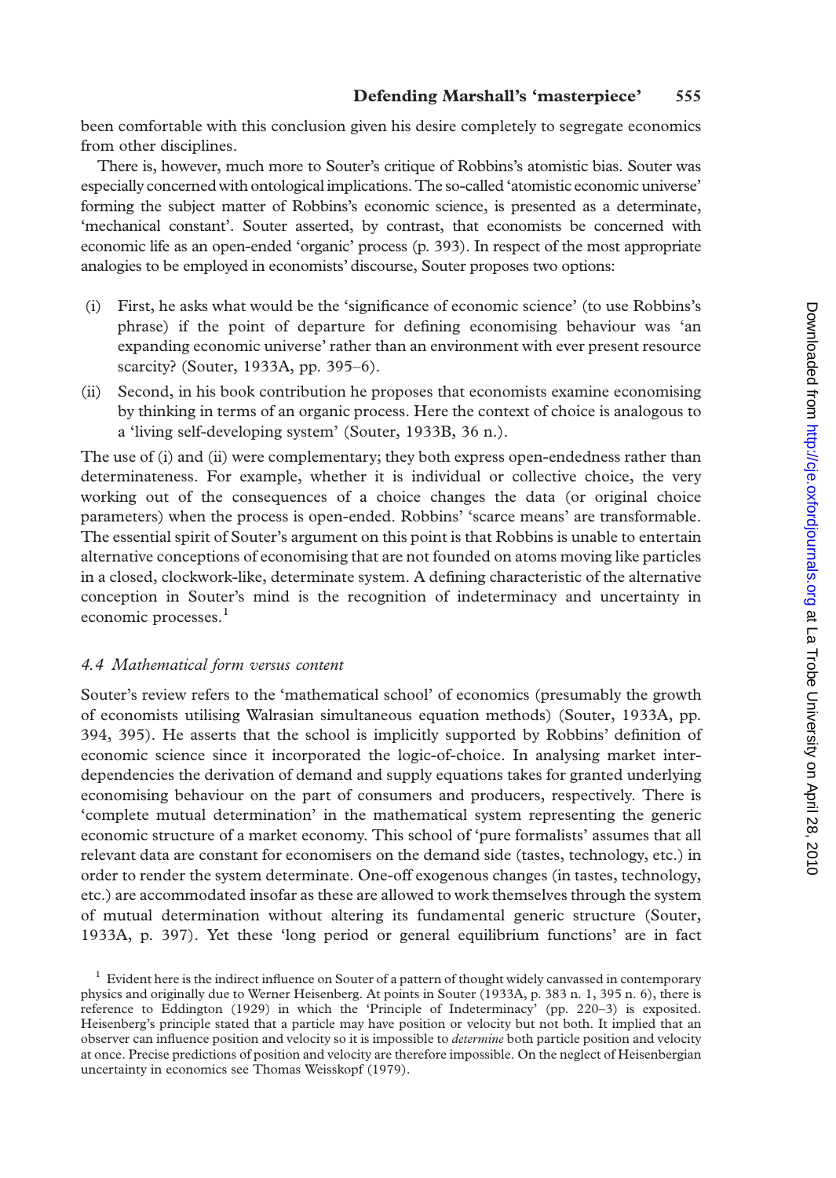been comfortable with this conclusion given his desire completely to segregate economics from other disciplines.

There is, however, much more to Souter's critique of Robbins's atomistic bias. Souter was especially concerned with ontological implications. The so-called 'atomistic economic universe' forming the subject matter of Robbins's economic science, is presented as a determinate, 'mechanical constant'. Souter asserted, by contrast, that economists be concerned with economic life as an open-ended 'organic' process (p. 393). In respect of the most appropriate analogies to be employed in economists' discourse, Souter proposes two options:

(i) First, he asks what would be the 'significance of economic science' (to use Robbins's phrase) if the point of departure for defining economising behaviour was 'an expanding economic universe' rather than an environment with ever present resource scarcity? (Souter, 1933A, pp. 395–6).

(ii) Second, in his book contribution he proposes that economists examine economising by thinking in terms of an organic process. Here the context of choice is analogous to a 'living self-developing system' (Souter, 1933B, 36 n.).

The use of (i) and (ii) were complementary; they both express open-endedness rather than determinateness. For example, whether it is individual or collective choice, the very working out of the consequences of a choice changes the data (or original choice parameters) when the process is open-ended. Robbins' 'scarce means' are transformable. The essential spirit of Souter's argument on this point is that Robbins is unable to entertain alternative conceptions of economising that are not founded on atoms moving like particles in a closed, clockwork-like, determinate system. A defining characteristic of the alternative conception in Souter's mind is the recognition of indeterminacy and uncertainty in economic processes.[1]

### *4.4 Mathematical form versus content*

Souter's review refers to the 'mathematical school' of economics (presumably the growth of economists utilising Walrasian simultaneous equation methods) (Souter, 1933A, pp. 394, 395). He asserts that the school is implicitly supported by Robbins' definition of economic science since it incorporated the logic-of-choice. In analysing market interdependencies the derivation of demand and supply equations takes for granted underlying economising behaviour on the part of consumers and producers, respectively. There is 'complete mutual determination' in the mathematical system representing the generic economic structure of a market economy. This school of 'pure formalists' assumes that all relevant data are constant for economisers on the demand side (tastes, technology, etc.) in order to render the system determinate. One-off exogenous changes (in tastes, technology, etc.) are accommodated insofar as these are allowed to work themselves through the system of mutual determination without altering its fundamental generic structure (Souter, 1933A, p. 397). Yet these 'long period or general equilibrium functions' are in fact

[1] Evident here is the indirect influence on Souter of a pattern of thought widely canvassed in contemporary physics and originally due to Werner Heisenberg. At points in Souter (1933A, p. 383 n. 1, 395 n. 6), there is reference to Eddington (1929) in which the 'Principle of Indeterminacy' (pp. 220–3) is exposited. Heisenberg's principle stated that a particle may have position or velocity but not both. It implied that an observer can influence position and velocity so it is impossible to *determine* both particle position and velocity at once. Precise predictions of position and velocity are therefore impossible. On the neglect of Heisenbergian uncertainty in economics see Thomas Weisskopf (1979).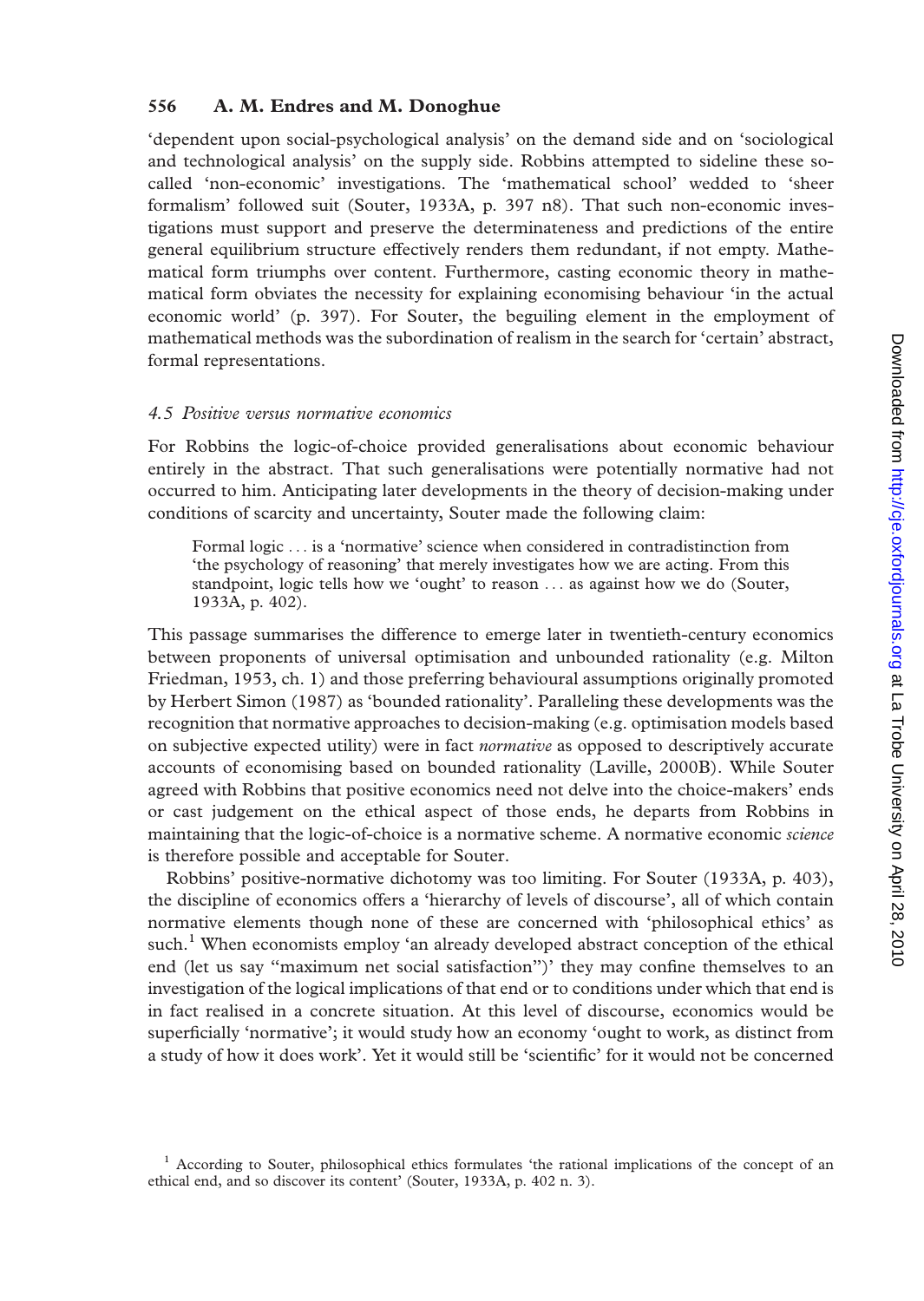'dependent upon social-psychological analysis' on the demand side and on 'sociological and technological analysis' on the supply side. Robbins attempted to sideline these so-called 'non-economic' investigations. The 'mathematical school' wedded to 'sheer formalism' followed suit (Souter, 1933A, p. 397 n8). That such non-economic investigations must support and preserve the determinateness and predictions of the entire general equilibrium structure effectively renders them redundant, if not empty. Mathematical form triumphs over content. Furthermore, casting economic theory in mathematical form obviates the necessity for explaining economising behaviour 'in the actual economic world' (p. 397). For Souter, the beguiling element in the employment of mathematical methods was the subordination of realism in the search for 'certain' abstract, formal representations.

### *4.5 Positive versus normative economics*

For Robbins the logic-of-choice provided generalisations about economic behaviour entirely in the abstract. That such generalisations were potentially normative had not occurred to him. Anticipating later developments in the theory of decision-making under conditions of scarcity and uncertainty, Souter made the following claim:

> Formal logic ... is a 'normative' science when considered in contradistinction from 'the psychology of reasoning' that merely investigates how we are acting. From this standpoint, logic tells how we 'ought' to reason ... as against how we do (Souter, 1933A, p. 402).

This passage summarises the difference to emerge later in twentieth-century economics between proponents of universal optimisation and unbounded rationality (e.g. Milton Friedman, 1953, ch. 1) and those preferring behavioural assumptions originally promoted by Herbert Simon (1987) as 'bounded rationality'. Paralleling these developments was the recognition that normative approaches to decision-making (e.g. optimisation models based on subjective expected utility) were in fact *normative* as opposed to descriptively accurate accounts of economising based on bounded rationality (Laville, 2000B). While Souter agreed with Robbins that positive economics need not delve into the choice-makers' ends or cast judgement on the ethical aspect of those ends, he departs from Robbins in maintaining that the logic-of-choice is a normative scheme. A normative economic *science* is therefore possible and acceptable for Souter.

Robbins' positive-normative dichotomy was too limiting. For Souter (1933A, p. 403), the discipline of economics offers a 'hierarchy of levels of discourse', all of which contain normative elements though none of these are concerned with 'philosophical ethics' as such.[1] When economists employ 'an already developed abstract conception of the ethical end (let us say "maximum net social satisfaction")' they may confine themselves to an investigation of the logical implications of that end or to conditions under which that end is in fact realised in a concrete situation. At this level of discourse, economics would be superficially 'normative'; it would study how an economy 'ought to work, as distinct from a study of how it does work'. Yet it would still be 'scientific' for it would not be concerned

[1] According to Souter, philosophical ethics formulates 'the rational implications of the concept of an ethical end, and so discover its content' (Souter, 1933A, p. 402 n. 3).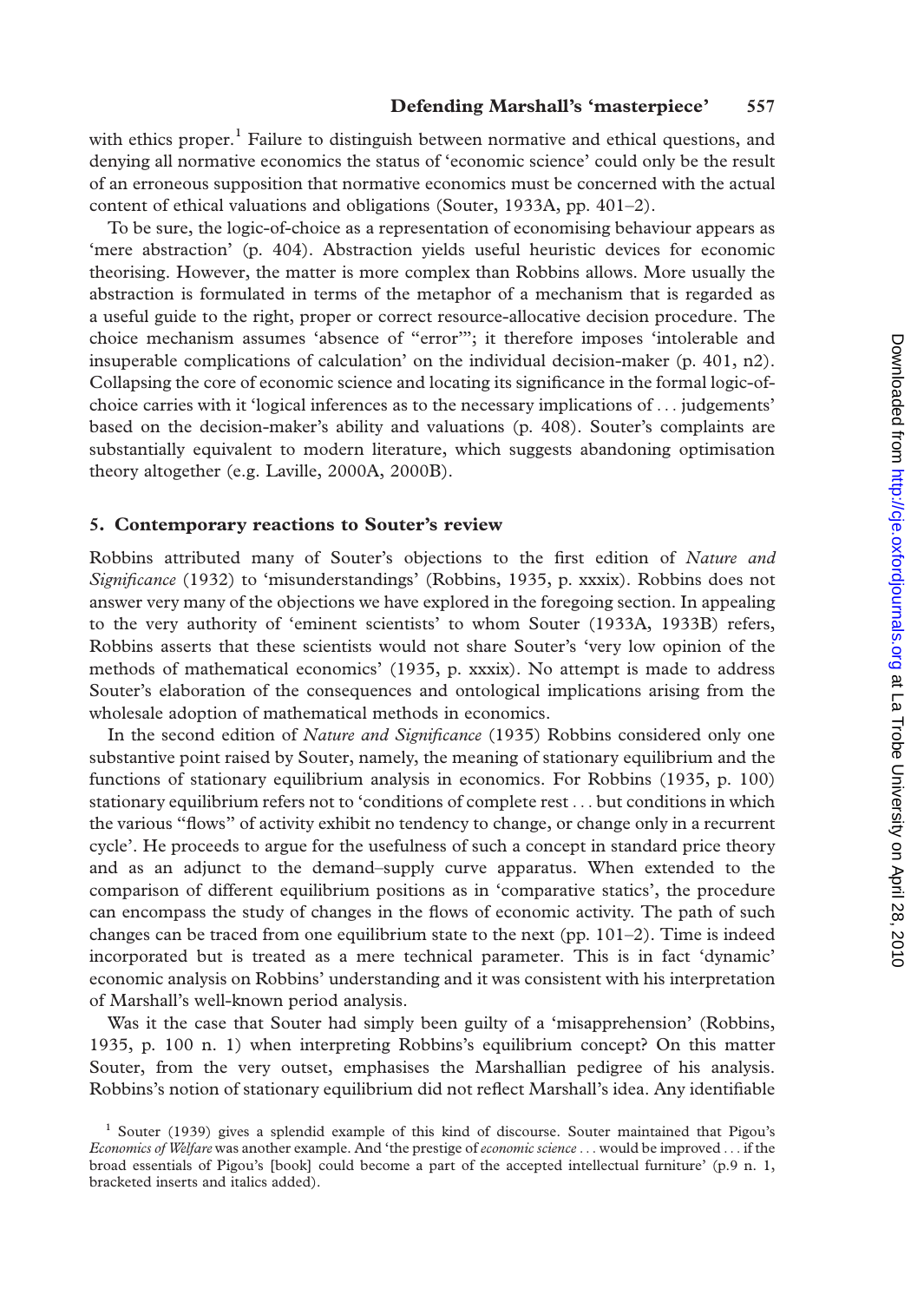with ethics proper.[1] Failure to distinguish between normative and ethical questions, and denying all normative economics the status of 'economic science' could only be the result of an erroneous supposition that normative economics must be concerned with the actual content of ethical valuations and obligations (Souter, 1933A, pp. 401–2).

To be sure, the logic-of-choice as a representation of economising behaviour appears as 'mere abstraction' (p. 404). Abstraction yields useful heuristic devices for economic theorising. However, the matter is more complex than Robbins allows. More usually the abstraction is formulated in terms of the metaphor of a mechanism that is regarded as a useful guide to the right, proper or correct resource-allocative decision procedure. The choice mechanism assumes 'absence of "error"'; it therefore imposes 'intolerable and insuperable complications of calculation' on the individual decision-maker (p. 401, n2). Collapsing the core of economic science and locating its significance in the formal logic-of-choice carries with it 'logical inferences as to the necessary implications of . . . judgements' based on the decision-maker's ability and valuations (p. 408). Souter's complaints are substantially equivalent to modern literature, which suggests abandoning optimisation theory altogether (e.g. Laville, 2000A, 2000B).

## 5. Contemporary reactions to Souter's review

Robbins attributed many of Souter's objections to the first edition of *Nature and Significance* (1932) to 'misunderstandings' (Robbins, 1935, p. xxxix). Robbins does not answer very many of the objections we have explored in the foregoing section. In appealing to the very authority of 'eminent scientists' to whom Souter (1933A, 1933B) refers, Robbins asserts that these scientists would not share Souter's 'very low opinion of the methods of mathematical economics' (1935, p. xxxix). No attempt is made to address Souter's elaboration of the consequences and ontological implications arising from the wholesale adoption of mathematical methods in economics.

In the second edition of *Nature and Significance* (1935) Robbins considered only one substantive point raised by Souter, namely, the meaning of stationary equilibrium and the functions of stationary equilibrium analysis in economics. For Robbins (1935, p. 100) stationary equilibrium refers not to 'conditions of complete rest . . . but conditions in which the various "flows" of activity exhibit no tendency to change, or change only in a recurrent cycle'. He proceeds to argue for the usefulness of such a concept in standard price theory and as an adjunct to the demand–supply curve apparatus. When extended to the comparison of different equilibrium positions as in 'comparative statics', the procedure can encompass the study of changes in the flows of economic activity. The path of such changes can be traced from one equilibrium state to the next (pp. 101–2). Time is indeed incorporated but is treated as a mere technical parameter. This is in fact 'dynamic' economic analysis on Robbins' understanding and it was consistent with his interpretation of Marshall's well-known period analysis.

Was it the case that Souter had simply been guilty of a 'misapprehension' (Robbins, 1935, p. 100 n. 1) when interpreting Robbins's equilibrium concept? On this matter Souter, from the very outset, emphasises the Marshallian pedigree of his analysis. Robbins's notion of stationary equilibrium did not reflect Marshall's idea. Any identifiable

[1] Souter (1939) gives a splendid example of this kind of discourse. Souter maintained that Pigou's *Economics of Welfare* was another example. And 'the prestige of *economic science* . . . would be improved . . . if the broad essentials of Pigou's [book] could become a part of the accepted intellectual furniture' (p.9 n. 1, bracketed inserts and italics added).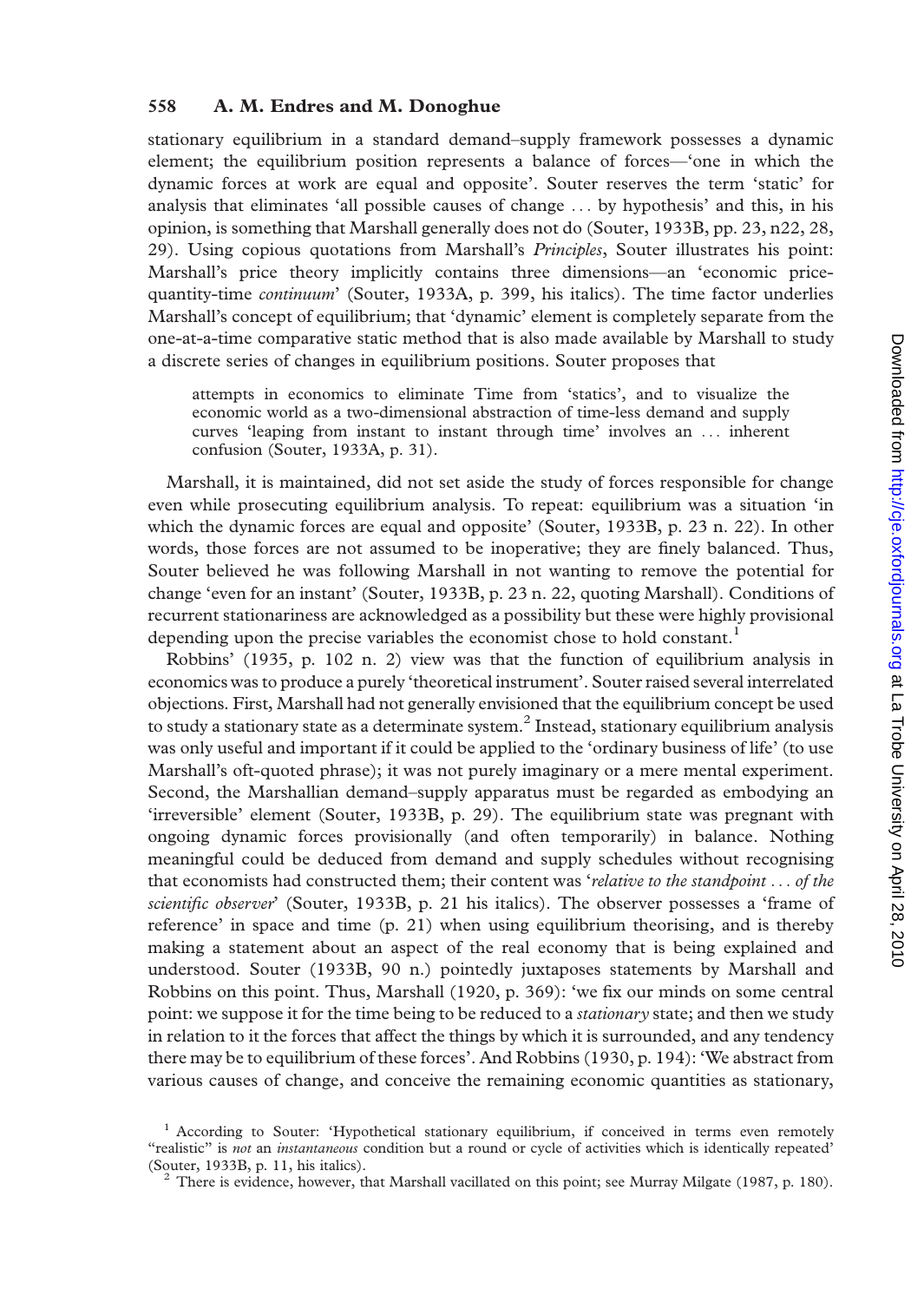stationary equilibrium in a standard demand–supply framework possesses a dynamic element; the equilibrium position represents a balance of forces—'one in which the dynamic forces at work are equal and opposite'. Souter reserves the term 'static' for analysis that eliminates 'all possible causes of change ... by hypothesis' and this, in his opinion, is something that Marshall generally does not do (Souter, 1933B, pp. 23, n22, 28, 29). Using copious quotations from Marshall's *Principles*, Souter illustrates his point: Marshall's price theory implicitly contains three dimensions—an 'economic price-quantity-time *continuum*' (Souter, 1933A, p. 399, his italics). The time factor underlies Marshall's concept of equilibrium; that 'dynamic' element is completely separate from the one-at-a-time comparative static method that is also made available by Marshall to study a discrete series of changes in equilibrium positions. Souter proposes that

> attempts in economics to eliminate Time from 'statics', and to visualize the economic world as a two-dimensional abstraction of time-less demand and supply curves 'leaping from instant to instant through time' involves an ... inherent confusion (Souter, 1933A, p. 31).

Marshall, it is maintained, did not set aside the study of forces responsible for change even while prosecuting equilibrium analysis. To repeat: equilibrium was a situation 'in which the dynamic forces are equal and opposite' (Souter, 1933B, p. 23 n. 22). In other words, those forces are not assumed to be inoperative; they are finely balanced. Thus, Souter believed he was following Marshall in not wanting to remove the potential for change 'even for an instant' (Souter, 1933B, p. 23 n. 22, quoting Marshall). Conditions of recurrent stationariness are acknowledged as a possibility but these were highly provisional depending upon the precise variables the economist chose to hold constant.[1]

Robbins' (1935, p. 102 n. 2) view was that the function of equilibrium analysis in economics was to produce a purely 'theoretical instrument'. Souter raised several interrelated objections. First, Marshall had not generally envisioned that the equilibrium concept be used to study a stationary state as a determinate system.[2] Instead, stationary equilibrium analysis was only useful and important if it could be applied to the 'ordinary business of life' (to use Marshall's oft-quoted phrase); it was not purely imaginary or a mere mental experiment. Second, the Marshallian demand–supply apparatus must be regarded as embodying an 'irreversible' element (Souter, 1933B, p. 29). The equilibrium state was pregnant with ongoing dynamic forces provisionally (and often temporarily) in balance. Nothing meaningful could be deduced from demand and supply schedules without recognising that economists had constructed them; their content was '*relative to the standpoint ... of the scientific observer*' (Souter, 1933B, p. 21 his italics). The observer possesses a 'frame of reference' in space and time (p. 21) when using equilibrium theorising, and is thereby making a statement about an aspect of the real economy that is being explained and understood. Souter (1933B, 90 n.) pointedly juxtaposes statements by Marshall and Robbins on this point. Thus, Marshall (1920, p. 369): 'we fix our minds on some central point: we suppose it for the time being to be reduced to a *stationary* state; and then we study in relation to it the forces that affect the things by which it is surrounded, and any tendency there may be to equilibrium of these forces'. And Robbins (1930, p. 194): 'We abstract from various causes of change, and conceive the remaining economic quantities as stationary,

[1] According to Souter: 'Hypothetical stationary equilibrium, if conceived in terms even remotely "realistic" is *not* an *instantaneous* condition but a round or cycle of activities which is identically repeated' (Souter, 1933B, p. 11, his italics).

[2] There is evidence, however, that Marshall vacillated on this point; see Murray Milgate (1987, p. 180).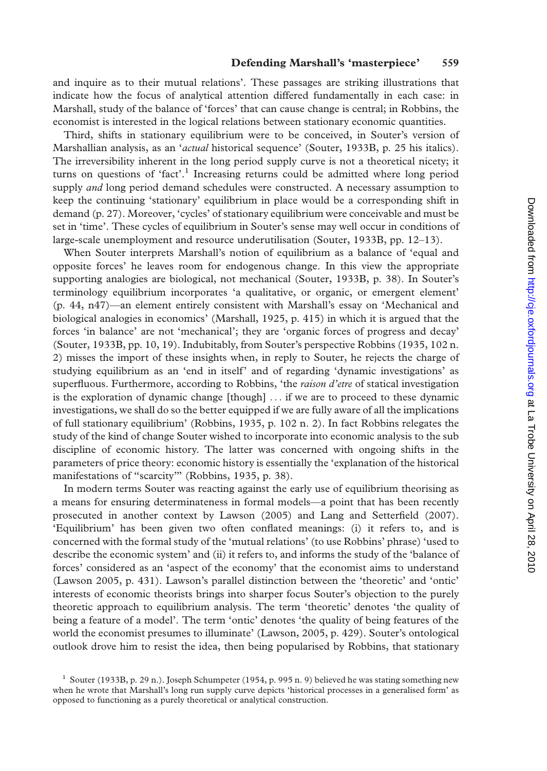and inquire as to their mutual relations'. These passages are striking illustrations that indicate how the focus of analytical attention differed fundamentally in each case: in Marshall, study of the balance of 'forces' that can cause change is central; in Robbins, the economist is interested in the logical relations between stationary economic quantities.

Third, shifts in stationary equilibrium were to be conceived, in Souter's version of Marshallian analysis, as an '*actual* historical sequence' (Souter, 1933B, p. 25 his italics). The irreversibility inherent in the long period supply curve is not a theoretical nicety; it turns on questions of 'fact'.[1] Increasing returns could be admitted where long period supply *and* long period demand schedules were constructed. A necessary assumption to keep the continuing 'stationary' equilibrium in place would be a corresponding shift in demand (p. 27). Moreover, 'cycles' of stationary equilibrium were conceivable and must be set in 'time'. These cycles of equilibrium in Souter's sense may well occur in conditions of large-scale unemployment and resource underutilisation (Souter, 1933B, pp. 12–13).

When Souter interprets Marshall's notion of equilibrium as a balance of 'equal and opposite forces' he leaves room for endogenous change. In this view the appropriate supporting analogies are biological, not mechanical (Souter, 1933B, p. 38). In Souter's terminology equilibrium incorporates 'a qualitative, or organic, or emergent element' (p. 44, n47)—an element entirely consistent with Marshall's essay on 'Mechanical and biological analogies in economics' (Marshall, 1925, p. 415) in which it is argued that the forces 'in balance' are not 'mechanical'; they are 'organic forces of progress and decay' (Souter, 1933B, pp. 10, 19). Indubitably, from Souter's perspective Robbins (1935, 102 n. 2) misses the import of these insights when, in reply to Souter, he rejects the charge of studying equilibrium as an 'end in itself' and of regarding 'dynamic investigations' as superfluous. Furthermore, according to Robbins, 'the *raison d'etre* of statical investigation is the exploration of dynamic change [though] ... if we are to proceed to these dynamic investigations, we shall do so the better equipped if we are fully aware of all the implications of full stationary equilibrium' (Robbins, 1935, p. 102 n. 2). In fact Robbins relegates the study of the kind of change Souter wished to incorporate into economic analysis to the sub discipline of economic history. The latter was concerned with ongoing shifts in the parameters of price theory: economic history is essentially the 'explanation of the historical manifestations of "scarcity"' (Robbins, 1935, p. 38).

In modern terms Souter was reacting against the early use of equilibrium theorising as a means for ensuring determinateness in formal models—a point that has been recently prosecuted in another context by Lawson (2005) and Lang and Setterfield (2007). 'Equilibrium' has been given two often conflated meanings: (i) it refers to, and is concerned with the formal study of the 'mutual relations' (to use Robbins' phrase) 'used to describe the economic system' and (ii) it refers to, and informs the study of the 'balance of forces' considered as an 'aspect of the economy' that the economist aims to understand (Lawson 2005, p. 431). Lawson's parallel distinction between the 'theoretic' and 'ontic' interests of economic theorists brings into sharper focus Souter's objection to the purely theoretic approach to equilibrium analysis. The term 'theoretic' denotes 'the quality of being a feature of a model'. The term 'ontic' denotes 'the quality of being features of the world the economist presumes to illuminate' (Lawson, 2005, p. 429). Souter's ontological outlook drove him to resist the idea, then being popularised by Robbins, that stationary

[1] Souter (1933B, p. 29 n.). Joseph Schumpeter (1954, p. 995 n. 9) believed he was stating something new when he wrote that Marshall's long run supply curve depicts 'historical processes in a generalised form' as opposed to functioning as a purely theoretical or analytical construction.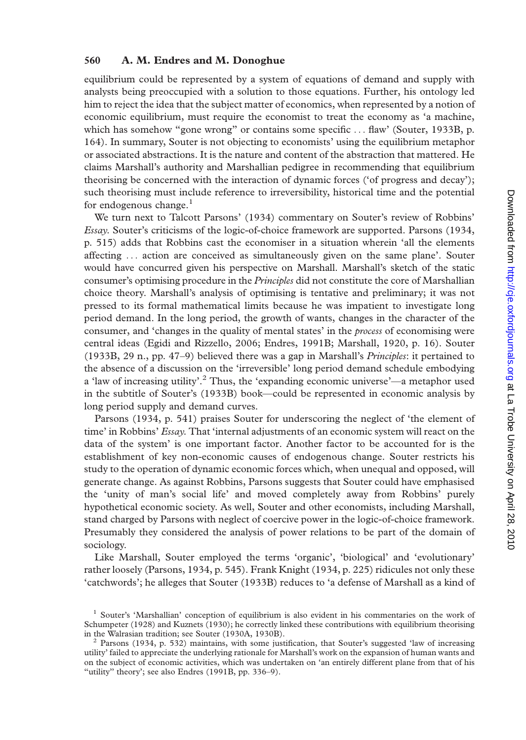equilibrium could be represented by a system of equations of demand and supply with analysts being preoccupied with a solution to those equations. Further, his ontology led him to reject the idea that the subject matter of economics, when represented by a notion of economic equilibrium, must require the economist to treat the economy as 'a machine, which has somehow "gone wrong" or contains some specific . . . flaw' (Souter, 1933B, p. 164). In summary, Souter is not objecting to economists' using the equilibrium metaphor or associated abstractions. It is the nature and content of the abstraction that mattered. He claims Marshall's authority and Marshallian pedigree in recommending that equilibrium theorising be concerned with the interaction of dynamic forces ('of progress and decay'); such theorising must include reference to irreversibility, historical time and the potential for endogenous change.[1]

We turn next to Talcott Parsons' (1934) commentary on Souter's review of Robbins' *Essay*. Souter's criticisms of the logic-of-choice framework are supported. Parsons (1934, p. 515) adds that Robbins cast the economiser in a situation wherein 'all the elements affecting . . . action are conceived as simultaneously given on the same plane'. Souter would have concurred given his perspective on Marshall. Marshall's sketch of the static consumer's optimising procedure in the *Principles* did not constitute the core of Marshallian choice theory. Marshall's analysis of optimising is tentative and preliminary; it was not pressed to its formal mathematical limits because he was impatient to investigate long period demand. In the long period, the growth of wants, changes in the character of the consumer, and 'changes in the quality of mental states' in the *process* of economising were central ideas (Egidi and Rizzello, 2006; Endres, 1991B; Marshall, 1920, p. 16). Souter (1933B, 29 n., pp. 47–9) believed there was a gap in Marshall's *Principles*: it pertained to the absence of a discussion on the 'irreversible' long period demand schedule embodying a 'law of increasing utility'.[2] Thus, the 'expanding economic universe'—a metaphor used in the subtitle of Souter's (1933B) book—could be represented in economic analysis by long period supply and demand curves.

Parsons (1934, p. 541) praises Souter for underscoring the neglect of 'the element of time' in Robbins' *Essay*. That 'internal adjustments of an economic system will react on the data of the system' is one important factor. Another factor to be accounted for is the establishment of key non-economic causes of endogenous change. Souter restricts his study to the operation of dynamic economic forces which, when unequal and opposed, will generate change. As against Robbins, Parsons suggests that Souter could have emphasised the 'unity of man's social life' and moved completely away from Robbins' purely hypothetical economic society. As well, Souter and other economists, including Marshall, stand charged by Parsons with neglect of coercive power in the logic-of-choice framework. Presumably they considered the analysis of power relations to be part of the domain of sociology.

Like Marshall, Souter employed the terms 'organic', 'biological' and 'evolutionary' rather loosely (Parsons, 1934, p. 545). Frank Knight (1934, p. 225) ridicules not only these 'catchwords'; he alleges that Souter (1933B) reduces to 'a defense of Marshall as a kind of

---

[1] Souter's 'Marshallian' conception of equilibrium is also evident in his commentaries on the work of Schumpeter (1928) and Kuznets (1930); he correctly linked these contributions with equilibrium theorising in the Walrasian tradition; see Souter (1930A, 1930B).

[2] Parsons (1934, p. 532) maintains, with some justification, that Souter's suggested 'law of increasing utility' failed to appreciate the underlying rationale for Marshall's work on the expansion of human wants and on the subject of economic activities, which was undertaken on 'an entirely different plane from that of his "utility" theory'; see also Endres (1991B, pp. 336–9).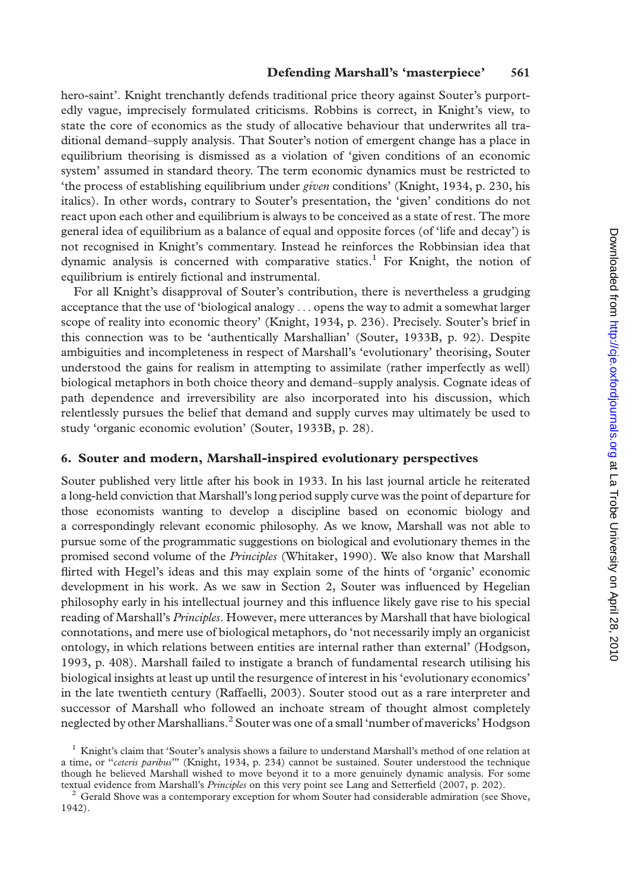hero-saint'. Knight trenchantly defends traditional price theory against Souter's purportedly vague, imprecisely formulated criticisms. Robbins is correct, in Knight's view, to state the core of economics as the study of allocative behaviour that underwrites all traditional demand–supply analysis. That Souter's notion of emergent change has a place in equilibrium theorising is dismissed as a violation of 'given conditions of an economic system' assumed in standard theory. The term economic dynamics must be restricted to 'the process of establishing equilibrium under *given* conditions' (Knight, 1934, p. 230, his italics). In other words, contrary to Souter's presentation, the 'given' conditions do not react upon each other and equilibrium is always to be conceived as a state of rest. The more general idea of equilibrium as a balance of equal and opposite forces (of 'life and decay') is not recognised in Knight's commentary. Instead he reinforces the Robbinsian idea that dynamic analysis is concerned with comparative statics.[1] For Knight, the notion of equilibrium is entirely fictional and instrumental.

For all Knight's disapproval of Souter's contribution, there is nevertheless a grudging acceptance that the use of 'biological analogy ... opens the way to admit a somewhat larger scope of reality into economic theory' (Knight, 1934, p. 236). Precisely. Souter's brief in this connection was to be 'authentically Marshallian' (Souter, 1933B, p. 92). Despite ambiguities and incompleteness in respect of Marshall's 'evolutionary' theorising, Souter understood the gains for realism in attempting to assimilate (rather imperfectly as well) biological metaphors in both choice theory and demand–supply analysis. Cognate ideas of path dependence and irreversibility are also incorporated into his discussion, which relentlessly pursues the belief that demand and supply curves may ultimately be used to study 'organic economic evolution' (Souter, 1933B, p. 28).

## 6. Souter and modern, Marshall-inspired evolutionary perspectives

Souter published very little after his book in 1933. In his last journal article he reiterated a long-held conviction that Marshall's long period supply curve was the point of departure for those economists wanting to develop a discipline based on economic biology and a correspondingly relevant economic philosophy. As we know, Marshall was not able to pursue some of the programmatic suggestions on biological and evolutionary themes in the promised second volume of the *Principles* (Whitaker, 1990). We also know that Marshall flirted with Hegel's ideas and this may explain some of the hints of 'organic' economic development in his work. As we saw in Section 2, Souter was influenced by Hegelian philosophy early in his intellectual journey and this influence likely gave rise to his special reading of Marshall's *Principles*. However, mere utterances by Marshall that have biological connotations, and mere use of biological metaphors, do 'not necessarily imply an organicist ontology, in which relations between entities are internal rather than external' (Hodgson, 1993, p. 408). Marshall failed to instigate a branch of fundamental research utilising his biological insights at least up until the resurgence of interest in his 'evolutionary economics' in the late twentieth century (Raffaelli, 2003). Souter stood out as a rare interpreter and successor of Marshall who followed an inchoate stream of thought almost completely neglected by other Marshallians.[2] Souter was one of a small 'number of mavericks' Hodgson

[1] Knight's claim that 'Souter's analysis shows a failure to understand Marshall's method of one relation at a time, or "*ceteris paribus*"' (Knight, 1934, p. 234) cannot be sustained. Souter understood the technique though he believed Marshall wished to move beyond it to a more genuinely dynamic analysis. For some textual evidence from Marshall's *Principles* on this very point see Lang and Setterfield (2007, p. 202).

[2] Gerald Shove was a contemporary exception for whom Souter had considerable admiration (see Shove, 1942).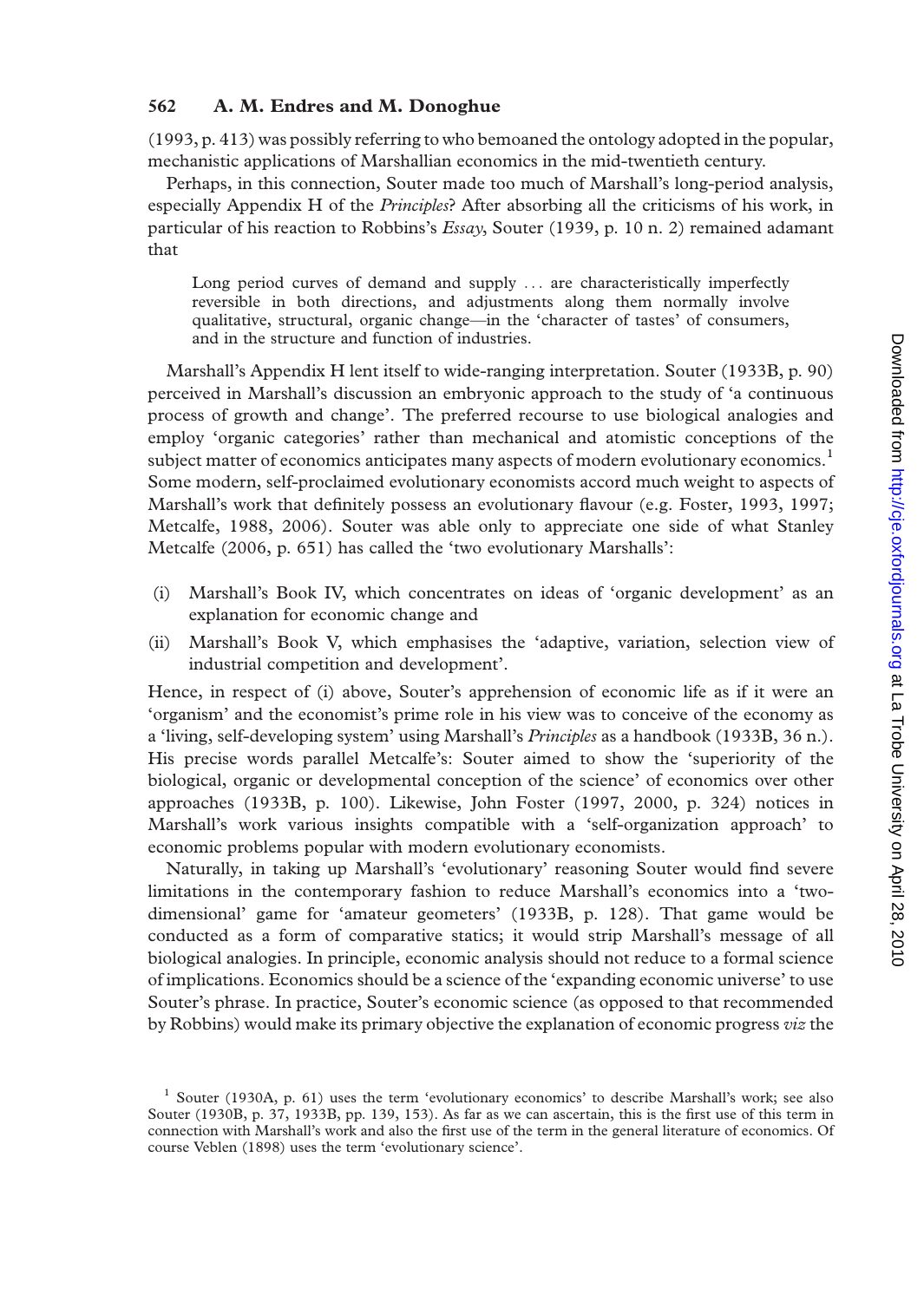(1993, p. 413) was possibly referring to who bemoaned the ontology adopted in the popular, mechanistic applications of Marshallian economics in the mid-twentieth century.

Perhaps, in this connection, Souter made too much of Marshall's long-period analysis, especially Appendix H of the *Principles*? After absorbing all the criticisms of his work, in particular of his reaction to Robbins's *Essay*, Souter (1939, p. 10 n. 2) remained adamant that

> Long period curves of demand and supply ... are characteristically imperfectly reversible in both directions, and adjustments along them normally involve qualitative, structural, organic change—in the 'character of tastes' of consumers, and in the structure and function of industries.

Marshall's Appendix H lent itself to wide-ranging interpretation. Souter (1933B, p. 90) perceived in Marshall's discussion an embryonic approach to the study of 'a continuous process of growth and change'. The preferred recourse to use biological analogies and employ 'organic categories' rather than mechanical and atomistic conceptions of the subject matter of economics anticipates many aspects of modern evolutionary economics.[1] Some modern, self-proclaimed evolutionary economists accord much weight to aspects of Marshall's work that definitely possess an evolutionary flavour (e.g. Foster, 1993, 1997; Metcalfe, 1988, 2006). Souter was able only to appreciate one side of what Stanley Metcalfe (2006, p. 651) has called the 'two evolutionary Marshalls':

(i) Marshall's Book IV, which concentrates on ideas of 'organic development' as an explanation for economic change and
(ii) Marshall's Book V, which emphasises the 'adaptive, variation, selection view of industrial competition and development'.

Hence, in respect of (i) above, Souter's apprehension of economic life as if it were an 'organism' and the economist's prime role in his view was to conceive of the economy as a 'living, self-developing system' using Marshall's *Principles* as a handbook (1933B, 36 n.). His precise words parallel Metcalfe's: Souter aimed to show the 'superiority of the biological, organic or developmental conception of the science' of economics over other approaches (1933B, p. 100). Likewise, John Foster (1997, 2000, p. 324) notices in Marshall's work various insights compatible with a 'self-organization approach' to economic problems popular with modern evolutionary economists.

Naturally, in taking up Marshall's 'evolutionary' reasoning Souter would find severe limitations in the contemporary fashion to reduce Marshall's economics into a 'two-dimensional' game for 'amateur geometers' (1933B, p. 128). That game would be conducted as a form of comparative statics; it would strip Marshall's message of all biological analogies. In principle, economic analysis should not reduce to a formal science of implications. Economics should be a science of the 'expanding economic universe' to use Souter's phrase. In practice, Souter's economic science (as opposed to that recommended by Robbins) would make its primary objective the explanation of economic progress *viz* the

---

[1] Souter (1930A, p. 61) uses the term 'evolutionary economics' to describe Marshall's work; see also Souter (1930B, p. 37, 1933B, pp. 139, 153). As far as we can ascertain, this is the first use of this term in connection with Marshall's work and also the first use of the term in the general literature of economics. Of course Veblen (1898) uses the term 'evolutionary science'.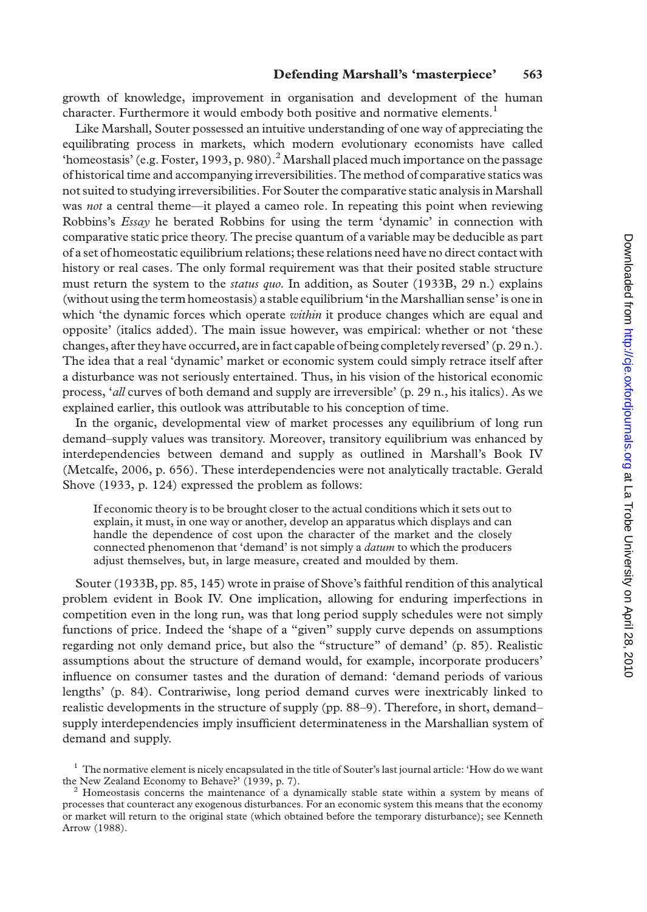growth of knowledge, improvement in organisation and development of the human character. Furthermore it would embody both positive and normative elements.[1]

Like Marshall, Souter possessed an intuitive understanding of one way of appreciating the equilibrating process in markets, which modern evolutionary economists have called 'homeostasis' (e.g. Foster, 1993, p. 980).[2] Marshall placed much importance on the passage of historical time and accompanying irreversibilities. The method of comparative statics was not suited to studying irreversibilities. For Souter the comparative static analysis in Marshall was *not* a central theme—it played a cameo role. In repeating this point when reviewing Robbins's *Essay* he berated Robbins for using the term 'dynamic' in connection with comparative static price theory. The precise quantum of a variable may be deducible as part of a set of homeostatic equilibrium relations; these relations need have no direct contact with history or real cases. The only formal requirement was that their posited stable structure must return the system to the *status quo*. In addition, as Souter (1933B, 29 n.) explains (without using the term homeostasis) a stable equilibrium 'in the Marshallian sense' is one in which 'the dynamic forces which operate *within* it produce changes which are equal and opposite' (italics added). The main issue however, was empirical: whether or not 'these changes, after they have occurred, are in fact capable of being completely reversed' (p. 29 n.). The idea that a real 'dynamic' market or economic system could simply retrace itself after a disturbance was not seriously entertained. Thus, in his vision of the historical economic process, '*all* curves of both demand and supply are irreversible' (p. 29 n., his italics). As we explained earlier, this outlook was attributable to his conception of time.

In the organic, developmental view of market processes any equilibrium of long run demand–supply values was transitory. Moreover, transitory equilibrium was enhanced by interdependencies between demand and supply as outlined in Marshall's Book IV (Metcalfe, 2006, p. 656). These interdependencies were not analytically tractable. Gerald Shove (1933, p. 124) expressed the problem as follows:

> If economic theory is to be brought closer to the actual conditions which it sets out to explain, it must, in one way or another, develop an apparatus which displays and can handle the dependence of cost upon the character of the market and the closely connected phenomenon that 'demand' is not simply a *datum* to which the producers adjust themselves, but, in large measure, created and moulded by them.

Souter (1933B, pp. 85, 145) wrote in praise of Shove's faithful rendition of this analytical problem evident in Book IV. One implication, allowing for enduring imperfections in competition even in the long run, was that long period supply schedules were not simply functions of price. Indeed the 'shape of a "given" supply curve depends on assumptions regarding not only demand price, but also the "structure" of demand' (p. 85). Realistic assumptions about the structure of demand would, for example, incorporate producers' influence on consumer tastes and the duration of demand: 'demand periods of various lengths' (p. 84). Contrariwise, long period demand curves were inextricably linked to realistic developments in the structure of supply (pp. 88–9). Therefore, in short, demand–supply interdependencies imply insufficient determinateness in the Marshallian system of demand and supply.

[1] The normative element is nicely encapsulated in the title of Souter's last journal article: 'How do we want the New Zealand Economy to Behave?' (1939, p. 7).

[2] Homeostasis concerns the maintenance of a dynamically stable state within a system by means of processes that counteract any exogenous disturbances. For an economic system this means that the economy or market will return to the original state (which obtained before the temporary disturbance); see Kenneth Arrow (1988).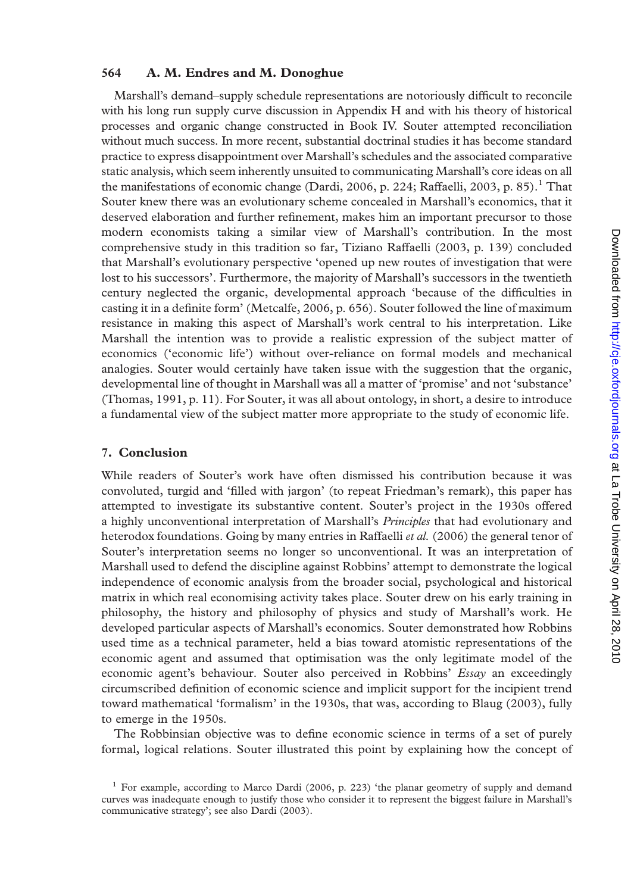Marshall's demand–supply schedule representations are notoriously difficult to reconcile with his long run supply curve discussion in Appendix H and with his theory of historical processes and organic change constructed in Book IV. Souter attempted reconciliation without much success. In more recent, substantial doctrinal studies it has become standard practice to express disappointment over Marshall's schedules and the associated comparative static analysis, which seem inherently unsuited to communicating Marshall's core ideas on all the manifestations of economic change (Dardi, 2006, p. 224; Raffaelli, 2003, p. 85).[1] That Souter knew there was an evolutionary scheme concealed in Marshall's economics, that it deserved elaboration and further refinement, makes him an important precursor to those modern economists taking a similar view of Marshall's contribution. In the most comprehensive study in this tradition so far, Tiziano Raffaelli (2003, p. 139) concluded that Marshall's evolutionary perspective 'opened up new routes of investigation that were lost to his successors'. Furthermore, the majority of Marshall's successors in the twentieth century neglected the organic, developmental approach 'because of the difficulties in casting it in a definite form' (Metcalfe, 2006, p. 656). Souter followed the line of maximum resistance in making this aspect of Marshall's work central to his interpretation. Like Marshall the intention was to provide a realistic expression of the subject matter of economics ('economic life') without over-reliance on formal models and mechanical analogies. Souter would certainly have taken issue with the suggestion that the organic, developmental line of thought in Marshall was all a matter of 'promise' and not 'substance' (Thomas, 1991, p. 11). For Souter, it was all about ontology, in short, a desire to introduce a fundamental view of the subject matter more appropriate to the study of economic life.

## 7. Conclusion

While readers of Souter's work have often dismissed his contribution because it was convoluted, turgid and 'filled with jargon' (to repeat Friedman's remark), this paper has attempted to investigate its substantive content. Souter's project in the 1930s offered a highly unconventional interpretation of Marshall's *Principles* that had evolutionary and heterodox foundations. Going by many entries in Raffaelli *et al.* (2006) the general tenor of Souter's interpretation seems no longer so unconventional. It was an interpretation of Marshall used to defend the discipline against Robbins' attempt to demonstrate the logical independence of economic analysis from the broader social, psychological and historical matrix in which real economising activity takes place. Souter drew on his early training in philosophy, the history and philosophy of physics and study of Marshall's work. He developed particular aspects of Marshall's economics. Souter demonstrated how Robbins used time as a technical parameter, held a bias toward atomistic representations of the economic agent and assumed that optimisation was the only legitimate model of the economic agent's behaviour. Souter also perceived in Robbins' *Essay* an exceedingly circumscribed definition of economic science and implicit support for the incipient trend toward mathematical 'formalism' in the 1930s, that was, according to Blaug (2003), fully to emerge in the 1950s.

The Robbinsian objective was to define economic science in terms of a set of purely formal, logical relations. Souter illustrated this point by explaining how the concept of

[1] For example, according to Marco Dardi (2006, p. 223) 'the planar geometry of supply and demand curves was inadequate enough to justify those who consider it to represent the biggest failure in Marshall's communicative strategy'; see also Dardi (2003).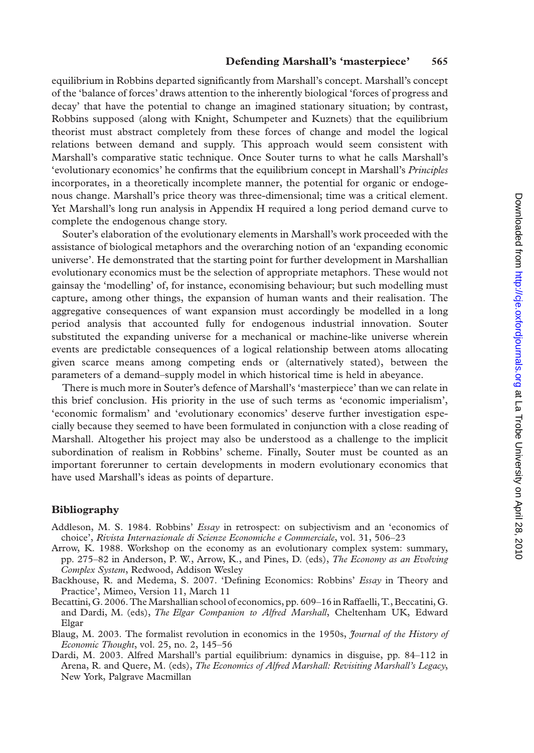equilibrium in Robbins departed significantly from Marshall's concept. Marshall's concept of the 'balance of forces' draws attention to the inherently biological 'forces of progress and decay' that have the potential to change an imagined stationary situation; by contrast, Robbins supposed (along with Knight, Schumpeter and Kuznets) that the equilibrium theorist must abstract completely from these forces of change and model the logical relations between demand and supply. This approach would seem consistent with Marshall's comparative static technique. Once Souter turns to what he calls Marshall's 'evolutionary economics' he confirms that the equilibrium concept in Marshall's *Principles* incorporates, in a theoretically incomplete manner, the potential for organic or endogenous change. Marshall's price theory was three-dimensional; time was a critical element. Yet Marshall's long run analysis in Appendix H required a long period demand curve to complete the endogenous change story.

Souter's elaboration of the evolutionary elements in Marshall's work proceeded with the assistance of biological metaphors and the overarching notion of an 'expanding economic universe'. He demonstrated that the starting point for further development in Marshallian evolutionary economics must be the selection of appropriate metaphors. These would not gainsay the 'modelling' of, for instance, economising behaviour; but such modelling must capture, among other things, the expansion of human wants and their realisation. The aggregative consequences of want expansion must accordingly be modelled in a long period analysis that accounted fully for endogenous industrial innovation. Souter substituted the expanding universe for a mechanical or machine-like universe wherein events are predictable consequences of a logical relationship between atoms allocating given scarce means among competing ends or (alternatively stated), between the parameters of a demand–supply model in which historical time is held in abeyance.

There is much more in Souter's defence of Marshall's 'masterpiece' than we can relate in this brief conclusion. His priority in the use of such terms as 'economic imperialism', 'economic formalism' and 'evolutionary economics' deserve further investigation especially because they seemed to have been formulated in conjunction with a close reading of Marshall. Altogether his project may also be understood as a challenge to the implicit subordination of realism in Robbins' scheme. Finally, Souter must be counted as an important forerunner to certain developments in modern evolutionary economics that have used Marshall's ideas as points of departure.

## Bibliography

Addleson, M. S. 1984. Robbins' *Essay* in retrospect: on subjectivism and an 'economics of choice', *Rivista Internazionale di Scienze Economiche e Commerciale*, vol. 31, 506–23

Arrow, K. 1988. Workshop on the economy as an evolutionary complex system: summary, pp. 275–82 in Anderson, P. W., Arrow, K., and Pines, D. (eds), *The Economy as an Evolving Complex System*, Redwood, Addison Wesley

Backhouse, R. and Medema, S. 2007. 'Defining Economics: Robbins' *Essay* in Theory and Practice', Mimeo, Version 11, March 11

Becattini, G. 2006. The Marshallian school of economics, pp. 609–16 in Raffaelli, T., Beccatini, G. and Dardi, M. (eds), *The Elgar Companion to Alfred Marshall*, Cheltenham UK, Edward Elgar

Blaug, M. 2003. The formalist revolution in economics in the 1950s, *Journal of the History of Economic Thought*, vol. 25, no. 2, 145–56

Dardi, M. 2003. Alfred Marshall's partial equilibrium: dynamics in disguise, pp. 84–112 in Arena, R. and Quere, M. (eds), *The Economics of Alfred Marshall: Revisiting Marshall's Legacy*, New York, Palgrave Macmillan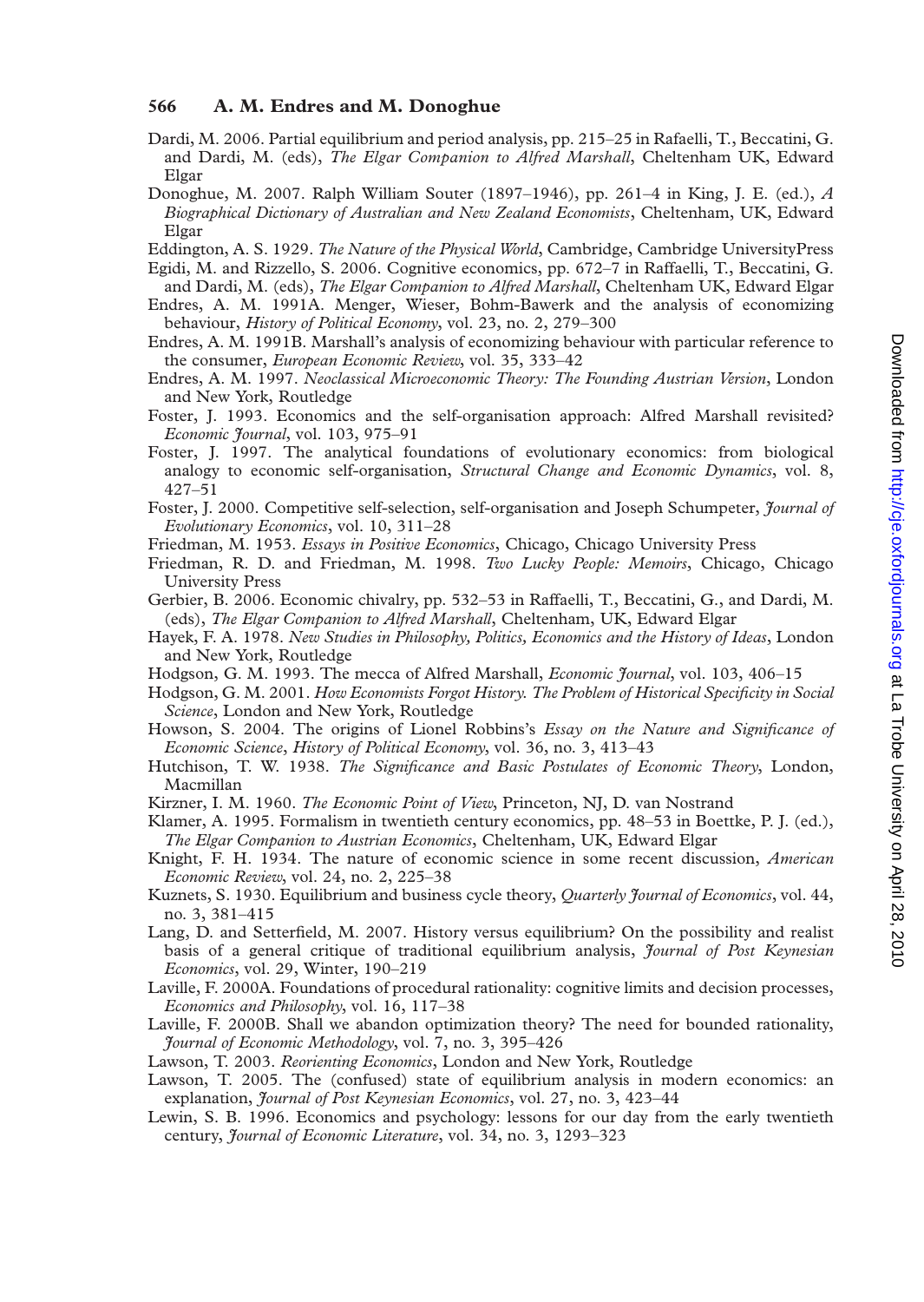Dardi, M. 2006. Partial equilibrium and period analysis, pp. 215–25 in Rafaelli, T., Beccatini, G. and Dardi, M. (eds), *The Elgar Companion to Alfred Marshall*, Cheltenham UK, Edward Elgar

Donoghue, M. 2007. Ralph William Souter (1897–1946), pp. 261–4 in King, J. E. (ed.), *A Biographical Dictionary of Australian and New Zealand Economists*, Cheltenham, UK, Edward Elgar

Eddington, A. S. 1929. *The Nature of the Physical World*, Cambridge, Cambridge UniversityPress

Egidi, M. and Rizzello, S. 2006. Cognitive economics, pp. 672–7 in Raffaelli, T., Beccatini, G. and Dardi, M. (eds), *The Elgar Companion to Alfred Marshall*, Cheltenham UK, Edward Elgar

Endres, A. M. 1991A. Menger, Wieser, Bohm-Bawerk and the analysis of economizing behaviour, *History of Political Economy*, vol. 23, no. 2, 279–300

Endres, A. M. 1991B. Marshall's analysis of economizing behaviour with particular reference to the consumer, *European Economic Review*, vol. 35, 333–42

Endres, A. M. 1997. *Neoclassical Microeconomic Theory: The Founding Austrian Version*, London and New York, Routledge

Foster, J. 1993. Economics and the self-organisation approach: Alfred Marshall revisited? *Economic Journal*, vol. 103, 975–91

Foster, J. 1997. The analytical foundations of evolutionary economics: from biological analogy to economic self-organisation, *Structural Change and Economic Dynamics*, vol. 8, 427–51

Foster, J. 2000. Competitive self-selection, self-organisation and Joseph Schumpeter, *Journal of Evolutionary Economics*, vol. 10, 311–28

Friedman, M. 1953. *Essays in Positive Economics*, Chicago, Chicago University Press

Friedman, R. D. and Friedman, M. 1998. *Two Lucky People: Memoirs*, Chicago, Chicago University Press

Gerbier, B. 2006. Economic chivalry, pp. 532–53 in Raffaelli, T., Beccatini, G., and Dardi, M. (eds), *The Elgar Companion to Alfred Marshall*, Cheltenham, UK, Edward Elgar

Hayek, F. A. 1978. *New Studies in Philosophy, Politics, Economics and the History of Ideas*, London and New York, Routledge

Hodgson, G. M. 1993. The mecca of Alfred Marshall, *Economic Journal*, vol. 103, 406–15

Hodgson, G. M. 2001. *How Economists Forgot History. The Problem of Historical Specificity in Social Science*, London and New York, Routledge

Howson, S. 2004. The origins of Lionel Robbins's *Essay on the Nature and Significance of Economic Science*, *History of Political Economy*, vol. 36, no. 3, 413–43

Hutchison, T. W. 1938. *The Significance and Basic Postulates of Economic Theory*, London, Macmillan

Kirzner, I. M. 1960. *The Economic Point of View*, Princeton, NJ, D. van Nostrand

Klamer, A. 1995. Formalism in twentieth century economics, pp. 48–53 in Boettke, P. J. (ed.), *The Elgar Companion to Austrian Economics*, Cheltenham, UK, Edward Elgar

Knight, F. H. 1934. The nature of economic science in some recent discussion, *American Economic Review*, vol. 24, no. 2, 225–38

Kuznets, S. 1930. Equilibrium and business cycle theory, *Quarterly Journal of Economics*, vol. 44, no. 3, 381–415

Lang, D. and Setterfield, M. 2007. History versus equilibrium? On the possibility and realist basis of a general critique of traditional equilibrium analysis, *Journal of Post Keynesian Economics*, vol. 29, Winter, 190–219

Laville, F. 2000A. Foundations of procedural rationality: cognitive limits and decision processes, *Economics and Philosophy*, vol. 16, 117–38

Laville, F. 2000B. Shall we abandon optimization theory? The need for bounded rationality, *Journal of Economic Methodology*, vol. 7, no. 3, 395–426

Lawson, T. 2003. *Reorienting Economics*, London and New York, Routledge

Lawson, T. 2005. The (confused) state of equilibrium analysis in modern economics: an explanation, *Journal of Post Keynesian Economics*, vol. 27, no. 3, 423–44

Lewin, S. B. 1996. Economics and psychology: lessons for our day from the early twentieth century, *Journal of Economic Literature*, vol. 34, no. 3, 1293–323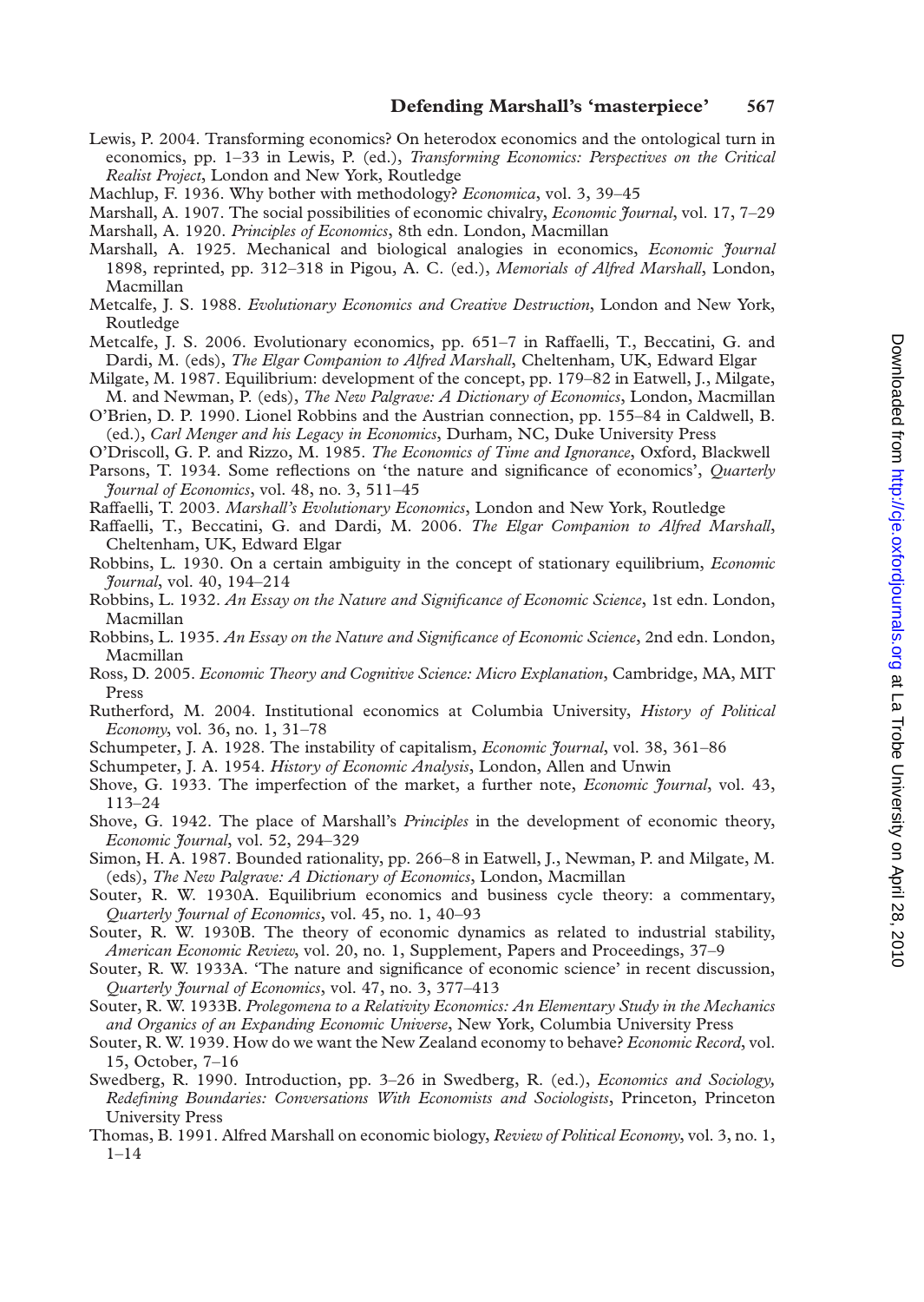Lewis, P. 2004. Transforming economics? On heterodox economics and the ontological turn in economics, pp. 1–33 in Lewis, P. (ed.), *Transforming Economics: Perspectives on the Critical Realist Project*, London and New York, Routledge

Machlup, F. 1936. Why bother with methodology? *Economica*, vol. 3, 39–45

Marshall, A. 1907. The social possibilities of economic chivalry, *Economic Journal*, vol. 17, 7–29

Marshall, A. 1920. *Principles of Economics*, 8th edn. London, Macmillan

Marshall, A. 1925. Mechanical and biological analogies in economics, *Economic Journal* 1898, reprinted, pp. 312–318 in Pigou, A. C. (ed.), *Memorials of Alfred Marshall*, London, Macmillan

Metcalfe, J. S. 1988. *Evolutionary Economics and Creative Destruction*, London and New York, Routledge

Metcalfe, J. S. 2006. Evolutionary economics, pp. 651–7 in Raffaelli, T., Beccatini, G. and Dardi, M. (eds), *The Elgar Companion to Alfred Marshall*, Cheltenham, UK, Edward Elgar

Milgate, M. 1987. Equilibrium: development of the concept, pp. 179–82 in Eatwell, J., Milgate, M. and Newman, P. (eds), *The New Palgrave: A Dictionary of Economics*, London, Macmillan

O'Brien, D. P. 1990. Lionel Robbins and the Austrian connection, pp. 155–84 in Caldwell, B. (ed.), *Carl Menger and his Legacy in Economics*, Durham, NC, Duke University Press

O'Driscoll, G. P. and Rizzo, M. 1985. *The Economics of Time and Ignorance*, Oxford, Blackwell

Parsons, T. 1934. Some reflections on 'the nature and significance of economics', *Quarterly Journal of Economics*, vol. 48, no. 3, 511–45

Raffaelli, T. 2003. *Marshall's Evolutionary Economics*, London and New York, Routledge

Raffaelli, T., Beccatini, G. and Dardi, M. 2006. *The Elgar Companion to Alfred Marshall*, Cheltenham, UK, Edward Elgar

Robbins, L. 1930. On a certain ambiguity in the concept of stationary equilibrium, *Economic Journal*, vol. 40, 194–214

Robbins, L. 1932. *An Essay on the Nature and Significance of Economic Science*, 1st edn. London, Macmillan

Robbins, L. 1935. *An Essay on the Nature and Significance of Economic Science*, 2nd edn. London, Macmillan

Ross, D. 2005. *Economic Theory and Cognitive Science: Micro Explanation*, Cambridge, MA, MIT Press

Rutherford, M. 2004. Institutional economics at Columbia University, *History of Political Economy*, vol. 36, no. 1, 31–78

Schumpeter, J. A. 1928. The instability of capitalism, *Economic Journal*, vol. 38, 361–86

Schumpeter, J. A. 1954. *History of Economic Analysis*, London, Allen and Unwin

Shove, G. 1933. The imperfection of the market, a further note, *Economic Journal*, vol. 43, 113–24

Shove, G. 1942. The place of Marshall's *Principles* in the development of economic theory, *Economic Journal*, vol. 52, 294–329

Simon, H. A. 1987. Bounded rationality, pp. 266–8 in Eatwell, J., Newman, P. and Milgate, M. (eds), *The New Palgrave: A Dictionary of Economics*, London, Macmillan

Souter, R. W. 1930A. Equilibrium economics and business cycle theory: a commentary, *Quarterly Journal of Economics*, vol. 45, no. 1, 40–93

Souter, R. W. 1930B. The theory of economic dynamics as related to industrial stability, *American Economic Review*, vol. 20, no. 1, Supplement, Papers and Proceedings, 37–9

Souter, R. W. 1933A. 'The nature and significance of economic science' in recent discussion, *Quarterly Journal of Economics*, vol. 47, no. 3, 377–413

Souter, R. W. 1933B. *Prolegomena to a Relativity Economics: An Elementary Study in the Mechanics and Organics of an Expanding Economic Universe*, New York, Columbia University Press

Souter, R. W. 1939. How do we want the New Zealand economy to behave? *Economic Record*, vol. 15, October, 7–16

Swedberg, R. 1990. Introduction, pp. 3–26 in Swedberg, R. (ed.), *Economics and Sociology, Redefining Boundaries: Conversations With Economists and Sociologists*, Princeton, Princeton University Press

Thomas, B. 1991. Alfred Marshall on economic biology, *Review of Political Economy*, vol. 3, no. 1, 1–14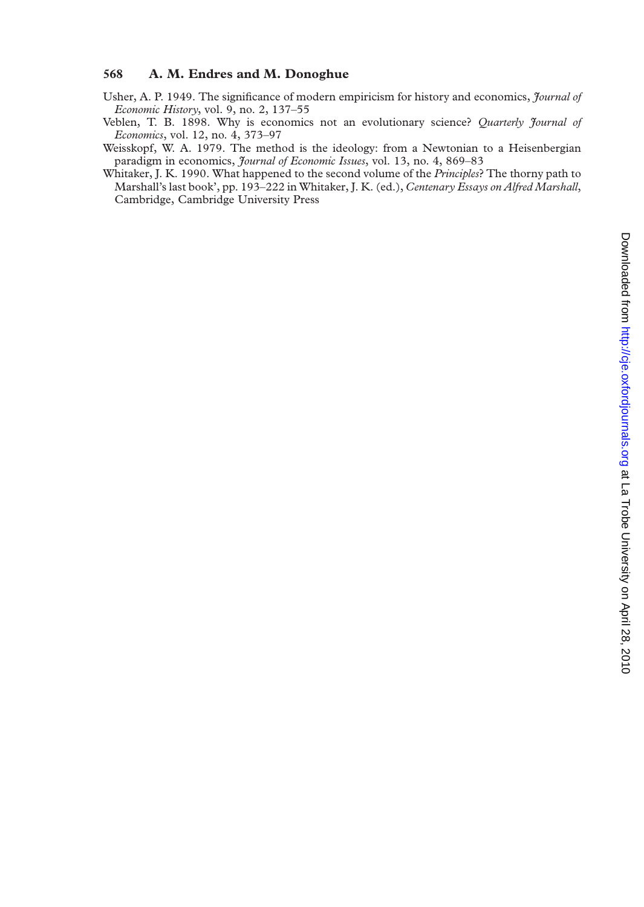Usher, A. P. 1949. The significance of modern empiricism for history and economics, *Journal of Economic History*, vol. 9, no. 2, 137–55

Veblen, T. B. 1898. Why is economics not an evolutionary science? *Quarterly Journal of Economics*, vol. 12, no. 4, 373–97

Weisskopf, W. A. 1979. The method is the ideology: from a Newtonian to a Heisenbergian paradigm in economics, *Journal of Economic Issues*, vol. 13, no. 4, 869–83

Whitaker, J. K. 1990. What happened to the second volume of the *Principles*? The thorny path to Marshall's last book', pp. 193–222 in Whitaker, J. K. (ed.), *Centenary Essays on Alfred Marshall*, Cambridge, Cambridge University Press